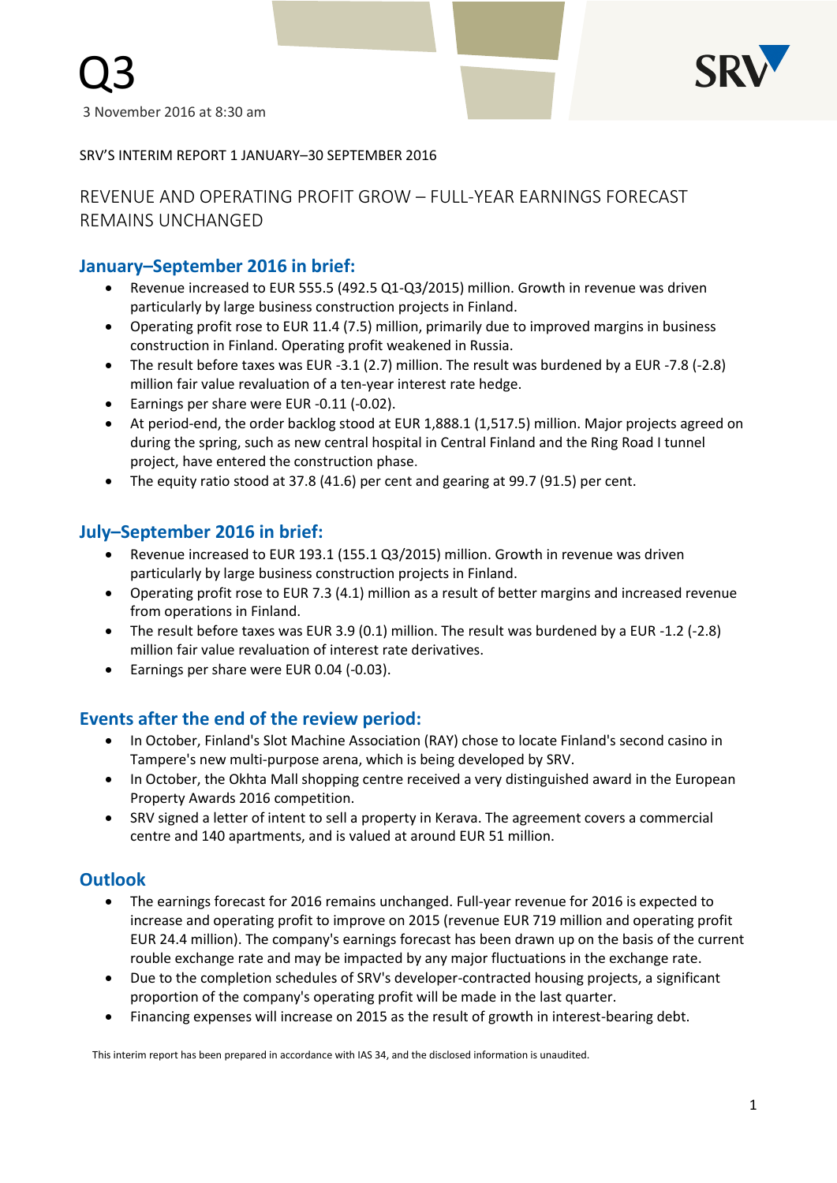# Q3

3 November 2016 at 8:30 am

SRV'S INTERIM REPORT 1 JANUARY–30 SEPTEMBER 2016

## REVENUE AND OPERATING PROFIT GROW – FULL-YEAR EARNINGS FORECAST REMAINS UNCHANGED

### January–September 2016 in brief:

- Revenue increased to EUR 555.5 (492.5 Q1-Q3/2015) million. Growth in revenue was driven particularly by large business construction projects in Finland.
- Operating profit rose to EUR 11.4 (7.5) million, primarily due to improved margins in business construction in Finland. Operating profit weakened in Russia.
- The result before taxes was EUR -3.1 (2.7) million. The result was burdened by a EUR -7.8 (-2.8) million fair value revaluation of a ten-year interest rate hedge.
- Earnings per share were EUR -0.11 (-0.02).
- At period-end, the order backlog stood at EUR 1,888.1 (1,517.5) million. Major projects agreed on during the spring, such as new central hospital in Central Finland and the Ring Road I tunnel project, have entered the construction phase.
- The equity ratio stood at 37.8 (41.6) per cent and gearing at 99.7 (91.5) per cent.

### July–September 2016 in brief:

- Revenue increased to EUR 193.1 (155.1 Q3/2015) million. Growth in revenue was driven particularly by large business construction projects in Finland.
- Operating profit rose to EUR 7.3 (4.1) million as a result of better margins and increased revenue from operations in Finland.
- The result before taxes was EUR 3.9 (0.1) million. The result was burdened by a EUR -1.2 (-2.8) million fair value revaluation of interest rate derivatives.
- Earnings per share were EUR 0.04 (-0.03).

### Events after the end of the review period:

- In October, Finland's Slot Machine Association (RAY) chose to locate Finland's second casino in Tampere's new multi-purpose arena, which is being developed by SRV.
- In October, the Okhta Mall shopping centre received a very distinguished award in the European Property Awards 2016 competition.
- SRV signed a letter of intent to sell a property in Kerava. The agreement covers a commercial centre and 140 apartments, and is valued at around EUR 51 million.

### Outlook

- The earnings forecast for 2016 remains unchanged. Full-year revenue for 2016 is expected to increase and operating profit to improve on 2015 (revenue EUR 719 million and operating profit EUR 24.4 million). The company's earnings forecast has been drawn up on the basis of the current rouble exchange rate and may be impacted by any major fluctuations in the exchange rate.
- Due to the completion schedules of SRV's developer-contracted housing projects, a significant proportion of the company's operating profit will be made in the last quarter.
- Financing expenses will increase on 2015 as the result of growth in interest-bearing debt.

This interim report has been prepared in accordance with IAS 34, and the disclosed information is unaudited.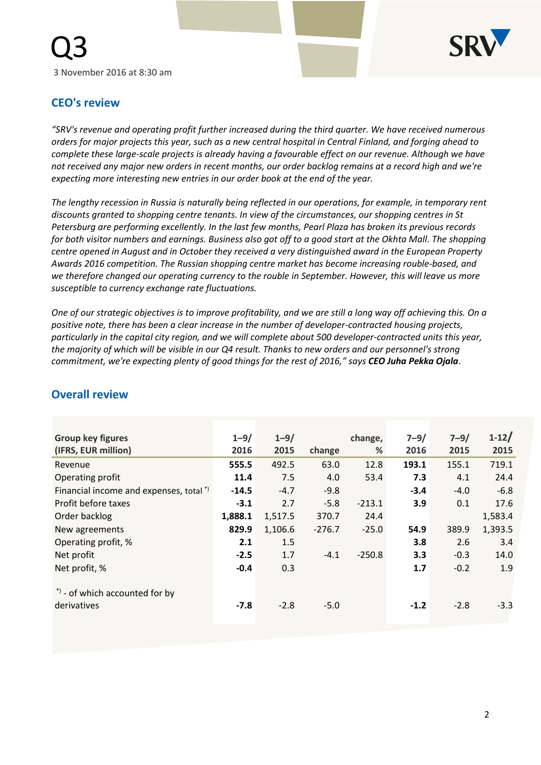# Q3

3 November 2016 at 8:30 am

## CEO's review

*"SRV's revenue and operating profit further increased during the third quarter. We have received numerous orders for major projects this year, such as a new central hospital in Central Finland, and forging ahead to complete these large-scale projects is already having a favourable effect on our revenue. Although we have not received any major new orders in recent months, our order backlog remains at a record high and we're expecting more interesting new entries in our order book at the end of the year.*

*The lengthy recession in Russia is naturally being reflected in our operations, for example, in temporary rent discounts granted to shopping centre tenants. In view of the circumstances, our shopping centres in St Petersburg are performing excellently. In the last few months, Pearl Plaza has broken its previous records for both visitor numbers and earnings. Business also got off to a good start at the Okhta Mall. The shopping centre opened in August and in October they received a very distinguished award in the European Property Awards 2016 competition. The Russian shopping centre market has become increasing rouble-based, and we therefore changed our operating currency to the rouble in September. However, this will leave us more susceptible to currency exchange rate fluctuations.*

*One of our strategic objectives is to improve profitability, and we are still a long way off achieving this. On a positive note, there has been a clear increase in the number of developer-contracted housing projects, particularly in the capital city region, and we will complete about 500 developer-contracted units this year, the majority of which will be visible in our Q4 result. Thanks to new orders and our personnel's strong commitment, we're expecting plenty of good things for the rest of 2016," says **CEO Juha Pekka Ojala**.*

## Overall review

| Group key figures (IFRS, EUR million) | 1–9/ 2016 | 1–9/ 2015 | change | change, % | 7–9/ 2016 | 7–9/ 2015 | 1-12/ 2015 |
|---|---|---|---|---|---|---|---|
| Revenue | **555.5** | 492.5 | 63.0 | 12.8 | **193.1** | 155.1 | 719.1 |
| Operating profit | **11.4** | 7.5 | 4.0 | 53.4 | **7.3** | 4.1 | 24.4 |
| Financial income and expenses, total *) | **-14.5** | -4.7 | -9.8 | | **-3.4** | -4.0 | -6.8 |
| Profit before taxes | **-3.1** | 2.7 | -5.8 | -213.1 | **3.9** | 0.1 | 17.6 |
| Order backlog | **1,888.1** | 1,517.5 | 370.7 | 24.4 | | | 1,583.4 |
| New agreements | **829.9** | 1,106.6 | -276.7 | -25.0 | **54.9** | 389.9 | 1,393.5 |
| Operating profit, % | **2.1** | 1.5 | | | **3.8** | 2.6 | 3.4 |
| Net profit | **-2.5** | 1.7 | -4.1 | -250.8 | **3.3** | -0.3 | 14.0 |
| Net profit, % | **-0.4** | 0.3 | | | **1.7** | -0.2 | 1.9 |
| *) - of which accounted for by derivatives | **-7.8** | -2.8 | -5.0 | | **-1.2** | -2.8 | -3.3 |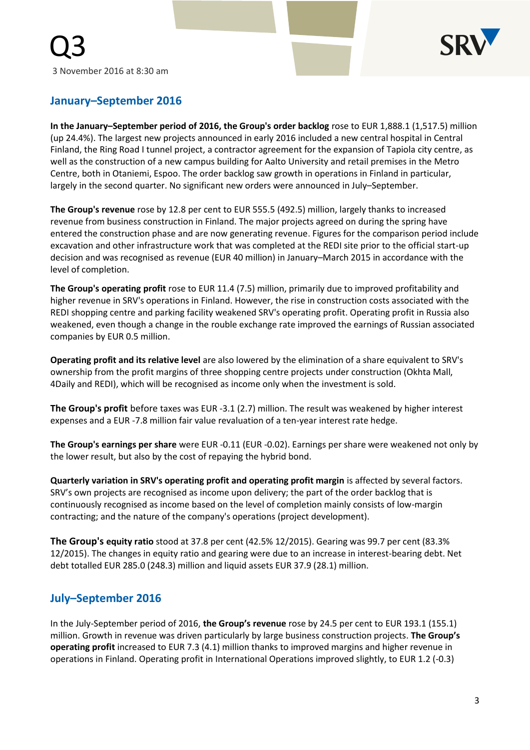# Q3

3 November 2016 at 8:30 am

## January–September 2016

**In the January–September period of 2016, the Group's order backlog** rose to EUR 1,888.1 (1,517.5) million (up 24.4%). The largest new projects announced in early 2016 included a new central hospital in Central Finland, the Ring Road I tunnel project, a contractor agreement for the expansion of Tapiola city centre, as well as the construction of a new campus building for Aalto University and retail premises in the Metro Centre, both in Otaniemi, Espoo. The order backlog saw growth in operations in Finland in particular, largely in the second quarter. No significant new orders were announced in July–September.

**The Group's revenue** rose by 12.8 per cent to EUR 555.5 (492.5) million, largely thanks to increased revenue from business construction in Finland. The major projects agreed on during the spring have entered the construction phase and are now generating revenue. Figures for the comparison period include excavation and other infrastructure work that was completed at the REDI site prior to the official start-up decision and was recognised as revenue (EUR 40 million) in January–March 2015 in accordance with the level of completion.

**The Group's operating profit** rose to EUR 11.4 (7.5) million, primarily due to improved profitability and higher revenue in SRV's operations in Finland. However, the rise in construction costs associated with the REDI shopping centre and parking facility weakened SRV's operating profit. Operating profit in Russia also weakened, even though a change in the rouble exchange rate improved the earnings of Russian associated companies by EUR 0.5 million.

**Operating profit and its relative level** are also lowered by the elimination of a share equivalent to SRV's ownership from the profit margins of three shopping centre projects under construction (Okhta Mall, 4Daily and REDI), which will be recognised as income only when the investment is sold.

**The Group's profit** before taxes was EUR -3.1 (2.7) million. The result was weakened by higher interest expenses and a EUR -7.8 million fair value revaluation of a ten-year interest rate hedge.

**The Group's earnings per share** were EUR -0.11 (EUR -0.02). Earnings per share were weakened not only by the lower result, but also by the cost of repaying the hybrid bond.

**Quarterly variation in SRV's operating profit and operating profit margin** is affected by several factors. SRV's own projects are recognised as income upon delivery; the part of the order backlog that is continuously recognised as income based on the level of completion mainly consists of low-margin contracting; and the nature of the company's operations (project development).

**The Group's equity ratio** stood at 37.8 per cent (42.5% 12/2015). Gearing was 99.7 per cent (83.3% 12/2015). The changes in equity ratio and gearing were due to an increase in interest-bearing debt. Net debt totalled EUR 285.0 (248.3) million and liquid assets EUR 37.9 (28.1) million.

## July–September 2016

In the July-September period of 2016, **the Group's revenue** rose by 24.5 per cent to EUR 193.1 (155.1) million. Growth in revenue was driven particularly by large business construction projects. **The Group's operating profit** increased to EUR 7.3 (4.1) million thanks to improved margins and higher revenue in operations in Finland. Operating profit in International Operations improved slightly, to EUR 1.2 (-0.3)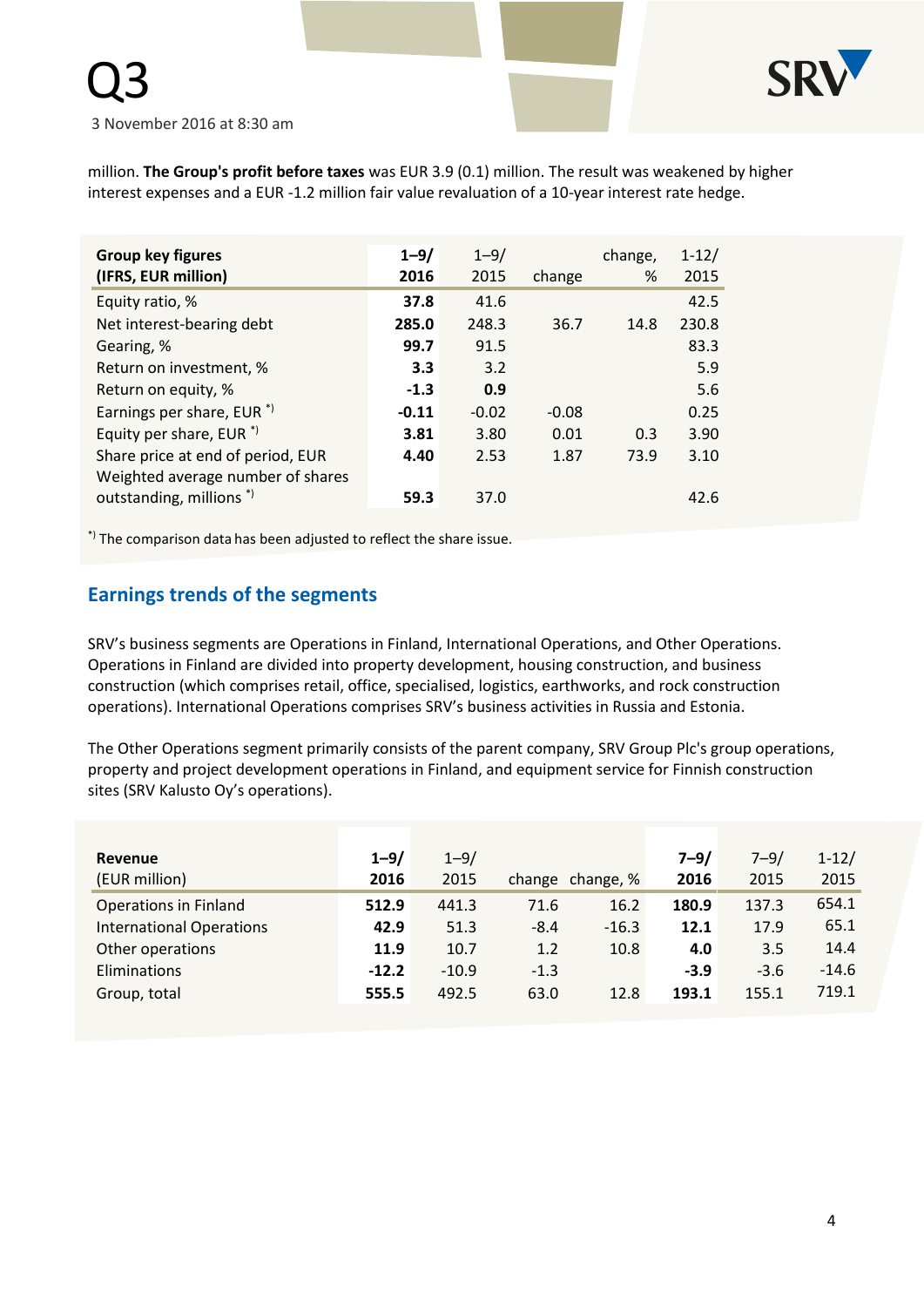million. **The Group's profit before taxes** was EUR 3.9 (0.1) million. The result was weakened by higher interest expenses and a EUR -1.2 million fair value revaluation of a 10-year interest rate hedge.

| **Group key figures (IFRS, EUR million)** | **1–9/ 2016** | 1–9/ 2015 | change | change, % | 1-12/ 2015 |
|---|---|---|---|---|---|
| Equity ratio, % | **37.8** | 41.6 | | | 42.5 |
| Net interest-bearing debt | **285.0** | 248.3 | 36.7 | 14.8 | 230.8 |
| Gearing, % | **99.7** | 91.5 | | | 83.3 |
| Return on investment, % | **3.3** | 3.2 | | | 5.9 |
| Return on equity, % | **-1.3** | **0.9** | | | 5.6 |
| Earnings per share, EUR *) | **-0.11** | -0.02 | -0.08 | | 0.25 |
| Equity per share, EUR *) | **3.81** | 3.80 | 0.01 | 0.3 | 3.90 |
| Share price at end of period, EUR | **4.40** | 2.53 | 1.87 | 73.9 | 3.10 |
| Weighted average number of shares outstanding, millions *) | **59.3** | 37.0 | | | 42.6 |

*) The comparison data has been adjusted to reflect the share issue.

## Earnings trends of the segments

SRV's business segments are Operations in Finland, International Operations, and Other Operations. Operations in Finland are divided into property development, housing construction, and business construction (which comprises retail, office, specialised, logistics, earthworks, and rock construction operations). International Operations comprises SRV's business activities in Russia and Estonia.

The Other Operations segment primarily consists of the parent company, SRV Group Plc's group operations, property and project development operations in Finland, and equipment service for Finnish construction sites (SRV Kalusto Oy's operations).

| **Revenue** (EUR million) | **1–9/ 2016** | 1–9/ 2015 | change | change, % | **7–9/ 2016** | 7–9/ 2015 | 1-12/ 2015 |
|---|---|---|---|---|---|---|---|
| Operations in Finland | **512.9** | 441.3 | 71.6 | 16.2 | **180.9** | 137.3 | 654.1 |
| International Operations | **42.9** | 51.3 | -8.4 | -16.3 | **12.1** | 17.9 | 65.1 |
| Other operations | **11.9** | 10.7 | 1.2 | 10.8 | **4.0** | 3.5 | 14.4 |
| Eliminations | **-12.2** | -10.9 | -1.3 | | **-3.9** | -3.6 | -14.6 |
| Group, total | **555.5** | 492.5 | 63.0 | 12.8 | **193.1** | 155.1 | 719.1 |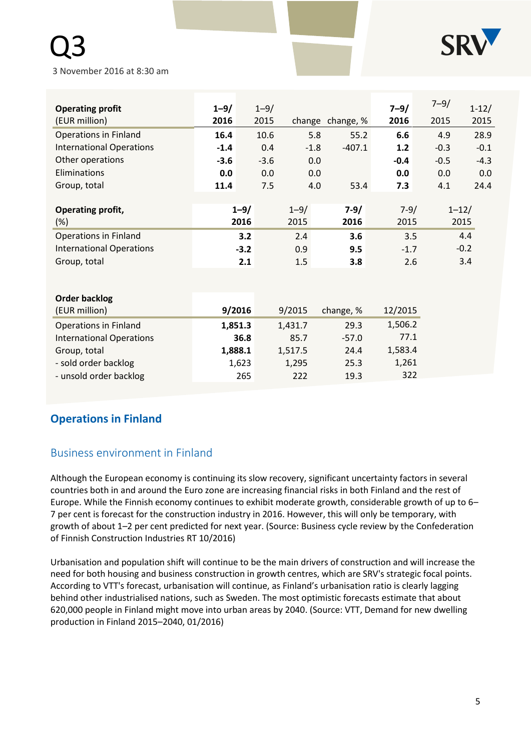Q3

3 November 2016 at 8:30 am

| **Operating profit** (EUR million) | **1–9/ 2016** | 1–9/ 2015 | change | change, % | **7–9/ 2016** | 7–9/ 2015 | 1-12/ 2015 |
|---|---|---|---|---|---|---|---|
| Operations in Finland | **16.4** | 10.6 | 5.8 | 55.2 | **6.6** | 4.9 | 28.9 |
| International Operations | **-1.4** | 0.4 | -1.8 | -407.1 | **1.2** | -0.3 | -0.1 |
| Other operations | **-3.6** | -3.6 | 0.0 | | **-0.4** | -0.5 | -4.3 |
| Eliminations | **0.0** | 0.0 | 0.0 | | **0.0** | 0.0 | 0.0 |
| Group, total | **11.4** | 7.5 | 4.0 | 53.4 | **7.3** | 4.1 | 24.4 |

| **Operating profit,** (%) | **1–9/ 2016** | 1–9/ 2015 | **7-9/ 2016** | 7-9/ 2015 | 1–12/ 2015 |
|---|---|---|---|---|---|
| Operations in Finland | **3.2** | 2.4 | **3.6** | 3.5 | 4.4 |
| International Operations | **-3.2** | 0.9 | **9.5** | -1.7 | -0.2 |
| Group, total | **2.1** | 1.5 | **3.8** | 2.6 | 3.4 |

| **Order backlog** (EUR million) | **9/2016** | 9/2015 | change, % | 12/2015 |
|---|---|---|---|---|
| Operations in Finland | **1,851.3** | 1,431.7 | 29.3 | 1,506.2 |
| International Operations | **36.8** | 85.7 | -57.0 | 77.1 |
| Group, total | **1,888.1** | 1,517.5 | 24.4 | 1,583.4 |
| - sold order backlog | 1,623 | 1,295 | 25.3 | 1,261 |
| - unsold order backlog | 265 | 222 | 19.3 | 322 |

## Operations in Finland

### Business environment in Finland

Although the European economy is continuing its slow recovery, significant uncertainty factors in several countries both in and around the Euro zone are increasing financial risks in both Finland and the rest of Europe. While the Finnish economy continues to exhibit moderate growth, considerable growth of up to 6–7 per cent is forecast for the construction industry in 2016. However, this will only be temporary, with growth of about 1–2 per cent predicted for next year. (Source: Business cycle review by the Confederation of Finnish Construction Industries RT 10/2016)

Urbanisation and population shift will continue to be the main drivers of construction and will increase the need for both housing and business construction in growth centres, which are SRV's strategic focal points. According to VTT's forecast, urbanisation will continue, as Finland's urbanisation ratio is clearly lagging behind other industrialised nations, such as Sweden. The most optimistic forecasts estimate that about 620,000 people in Finland might move into urban areas by 2040. (Source: VTT, Demand for new dwelling production in Finland 2015–2040, 01/2016)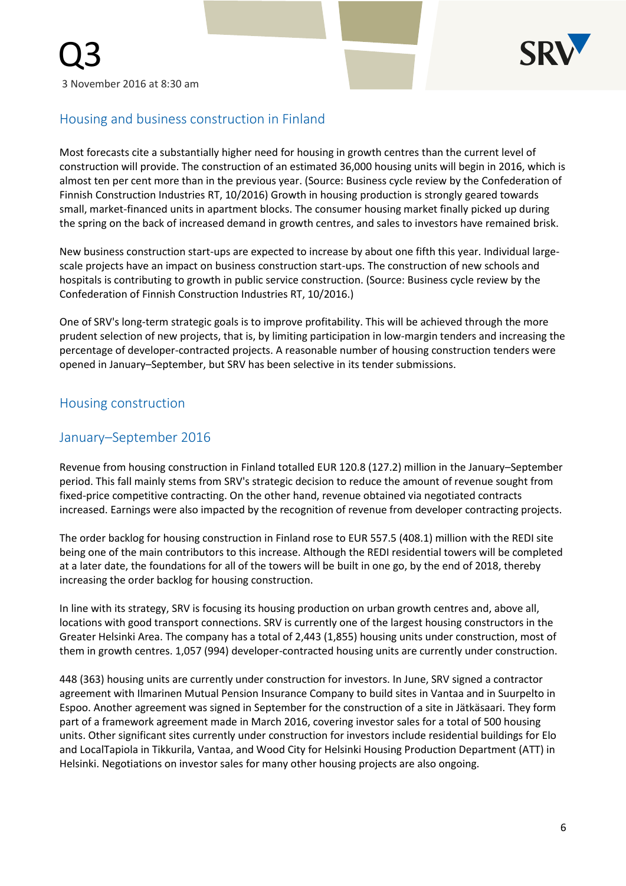## Housing and business construction in Finland

Most forecasts cite a substantially higher need for housing in growth centres than the current level of construction will provide. The construction of an estimated 36,000 housing units will begin in 2016, which is almost ten per cent more than in the previous year. (Source: Business cycle review by the Confederation of Finnish Construction Industries RT, 10/2016) Growth in housing production is strongly geared towards small, market-financed units in apartment blocks. The consumer housing market finally picked up during the spring on the back of increased demand in growth centres, and sales to investors have remained brisk.

New business construction start-ups are expected to increase by about one fifth this year. Individual large-scale projects have an impact on business construction start-ups. The construction of new schools and hospitals is contributing to growth in public service construction. (Source: Business cycle review by the Confederation of Finnish Construction Industries RT, 10/2016.)

One of SRV's long-term strategic goals is to improve profitability. This will be achieved through the more prudent selection of new projects, that is, by limiting participation in low-margin tenders and increasing the percentage of developer-contracted projects. A reasonable number of housing construction tenders were opened in January–September, but SRV has been selective in its tender submissions.

## Housing construction

## January–September 2016

Revenue from housing construction in Finland totalled EUR 120.8 (127.2) million in the January–September period. This fall mainly stems from SRV's strategic decision to reduce the amount of revenue sought from fixed-price competitive contracting. On the other hand, revenue obtained via negotiated contracts increased. Earnings were also impacted by the recognition of revenue from developer contracting projects.

The order backlog for housing construction in Finland rose to EUR 557.5 (408.1) million with the REDI site being one of the main contributors to this increase. Although the REDI residential towers will be completed at a later date, the foundations for all of the towers will be built in one go, by the end of 2018, thereby increasing the order backlog for housing construction.

In line with its strategy, SRV is focusing its housing production on urban growth centres and, above all, locations with good transport connections. SRV is currently one of the largest housing constructors in the Greater Helsinki Area. The company has a total of 2,443 (1,855) housing units under construction, most of them in growth centres. 1,057 (994) developer-contracted housing units are currently under construction.

448 (363) housing units are currently under construction for investors. In June, SRV signed a contractor agreement with Ilmarinen Mutual Pension Insurance Company to build sites in Vantaa and in Suurpelto in Espoo. Another agreement was signed in September for the construction of a site in Jätkäsaari. They form part of a framework agreement made in March 2016, covering investor sales for a total of 500 housing units. Other significant sites currently under construction for investors include residential buildings for Elo and LocalTapiola in Tikkurila, Vantaa, and Wood City for Helsinki Housing Production Department (ATT) in Helsinki. Negotiations on investor sales for many other housing projects are also ongoing.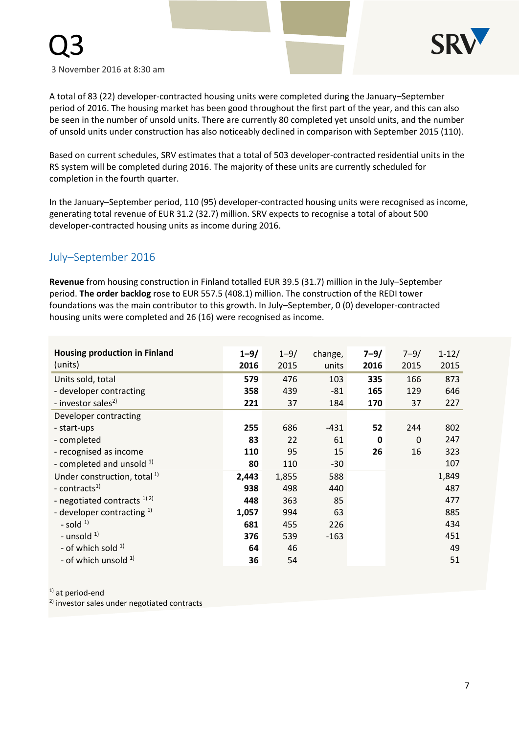A total of 83 (22) developer-contracted housing units were completed during the January–September period of 2016. The housing market has been good throughout the first part of the year, and this can also be seen in the number of unsold units. There are currently 80 completed yet unsold units, and the number of unsold units under construction has also noticeably declined in comparison with September 2015 (110).

Based on current schedules, SRV estimates that a total of 503 developer-contracted residential units in the RS system will be completed during 2016. The majority of these units are currently scheduled for completion in the fourth quarter.

In the January–September period, 110 (95) developer-contracted housing units were recognised as income, generating total revenue of EUR 31.2 (32.7) million. SRV expects to recognise a total of about 500 developer-contracted housing units as income during 2016.

## July–September 2016

**Revenue** from housing construction in Finland totalled EUR 39.5 (31.7) million in the July–September period. **The order backlog** rose to EUR 557.5 (408.1) million. The construction of the REDI tower foundations was the main contributor to this growth. In July–September, 0 (0) developer-contracted housing units were completed and 26 (16) were recognised as income.

| **Housing production in Finland** (units) | **1–9/ 2016** | 1–9/ 2015 | change, units | **7–9/ 2016** | 7–9/ 2015 | 1-12/ 2015 |
|---|---|---|---|---|---|---|
| Units sold, total | **579** | 476 | 103 | **335** | 166 | 873 |
| - developer contracting | **358** | 439 | -81 | **165** | 129 | 646 |
| - investor sales[2] | **221** | 37 | 184 | **170** | 37 | 227 |
| Developer contracting | | | | | | |
| - start-ups | **255** | 686 | -431 | **52** | 244 | 802 |
| - completed | **83** | 22 | 61 | **0** | 0 | 247 |
| - recognised as income | **110** | 95 | 15 | **26** | 16 | 323 |
| - completed and unsold [1] | **80** | 110 | -30 | | | 107 |
| Under construction, total [1] | **2,443** | 1,855 | 588 | | | 1,849 |
| - contracts[1] | **938** | 498 | 440 | | | 487 |
| - negotiated contracts [1) 2)] | **448** | 363 | 85 | | | 477 |
| - developer contracting [1] | **1,057** | 994 | 63 | | | 885 |
| - sold [1] | **681** | 455 | 226 | | | 434 |
| - unsold [1] | **376** | 539 | -163 | | | 451 |
| - of which sold [1] | **64** | 46 | | | | 49 |
| - of which unsold [1] | **36** | 54 | | | | 51 |

[1] at period-end
[2] investor sales under negotiated contracts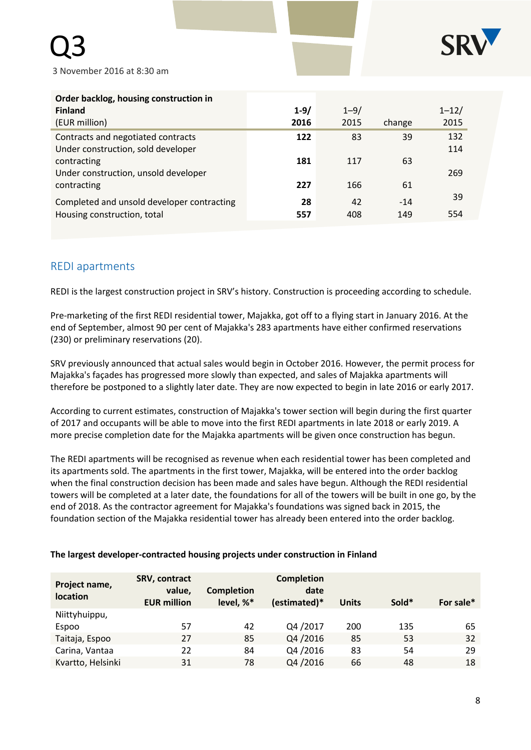| Order backlog, housing construction in Finland (EUR million) | 1-9/ 2016 | 1–9/ 2015 | change | 1–12/ 2015 |
|---|---|---|---|---|
| Contracts and negotiated contracts | **122** | 83 | 39 | 132 |
| Under construction, sold developer contracting | **181** | 117 | 63 | 114 |
| Under construction, unsold developer contracting | **227** | 166 | 61 | 269 |
| Completed and unsold developer contracting | **28** | 42 | -14 | 39 |
| Housing construction, total | **557** | 408 | 149 | 554 |

## REDI apartments

REDI is the largest construction project in SRV's history. Construction is proceeding according to schedule.

Pre-marketing of the first REDI residential tower, Majakka, got off to a flying start in January 2016. At the end of September, almost 90 per cent of Majakka's 283 apartments have either confirmed reservations (230) or preliminary reservations (20).

SRV previously announced that actual sales would begin in October 2016. However, the permit process for Majakka's façades has progressed more slowly than expected, and sales of Majakka apartments will therefore be postponed to a slightly later date. They are now expected to begin in late 2016 or early 2017.

According to current estimates, construction of Majakka's tower section will begin during the first quarter of 2017 and occupants will be able to move into the first REDI apartments in late 2018 or early 2019. A more precise completion date for the Majakka apartments will be given once construction has begun.

The REDI apartments will be recognised as revenue when each residential tower has been completed and its apartments sold. The apartments in the first tower, Majakka, will be entered into the order backlog when the final construction decision has been made and sales have begun. Although the REDI residential towers will be completed at a later date, the foundations for all of the towers will be built in one go, by the end of 2018. As the contractor agreement for Majakka's foundations was signed back in 2015, the foundation section of the Majakka residential tower has already been entered into the order backlog.

**The largest developer-contracted housing projects under construction in Finland**

| Project name, location | SRV, contract value, EUR million | Completion level, %* | Completion date (estimated)* | Units | Sold* | For sale* |
|---|---|---|---|---|---|---|
| Niittyhuippu, Espoo | 57 | 42 | Q4 /2017 | 200 | 135 | 65 |
| Taitaja, Espoo | 27 | 85 | Q4 /2016 | 85 | 53 | 32 |
| Carina, Vantaa | 22 | 84 | Q4 /2016 | 83 | 54 | 29 |
| Kvartto, Helsinki | 31 | 78 | Q4 /2016 | 66 | 48 | 18 |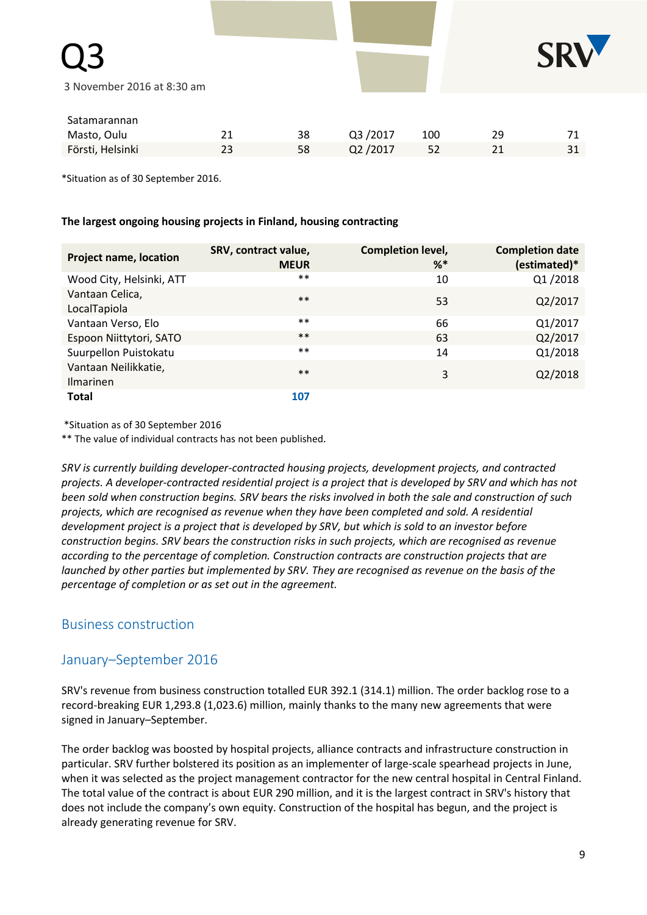| | | | | | | |
|---|---|---|---|---|---|---|
| Satamarannan Masto, Oulu | 21 | 38 | Q3 /2017 | 100 | 29 | 71 |
| Förstti, Helsinki | 23 | 58 | Q2 /2017 | 52 | 21 | 31 |

*Situation as of 30 September 2016.

**The largest ongoing housing projects in Finland, housing contracting**

| Project name, location | SRV, contract value, MEUR | Completion level, %* | Completion date (estimated)* |
|---|---|---|---|
| Wood City, Helsinki, ATT | ** | 10 | Q1 /2018 |
| Vantaan Celica, LocalTapiola | ** | 53 | Q2/2017 |
| Vantaan Verso, Elo | ** | 66 | Q1/2017 |
| Espoon Niittytori, SATO | ** | 63 | Q2/2017 |
| Suurpellon Puistokatu | ** | 14 | Q1/2018 |
| Vantaan Neilikkatie, Ilmarinen | ** | 3 | Q2/2018 |
| **Total** | **107** | | |

*Situation as of 30 September 2016
** The value of individual contracts has not been published.

*SRV is currently building developer-contracted housing projects, development projects, and contracted projects. A developer-contracted residential project is a project that is developed by SRV and which has not been sold when construction begins. SRV bears the risks involved in both the sale and construction of such projects, which are recognised as revenue when they have been completed and sold. A residential development project is a project that is developed by SRV, but which is sold to an investor before construction begins. SRV bears the construction risks in such projects, which are recognised as revenue according to the percentage of completion. Construction contracts are construction projects that are launched by other parties but implemented by SRV. They are recognised as revenue on the basis of the percentage of completion or as set out in the agreement.*

## Business construction

## January–September 2016

SRV's revenue from business construction totalled EUR 392.1 (314.1) million. The order backlog rose to a record-breaking EUR 1,293.8 (1,023.6) million, mainly thanks to the many new agreements that were signed in January–September.

The order backlog was boosted by hospital projects, alliance contracts and infrastructure construction in particular. SRV further bolstered its position as an implementer of large-scale spearhead projects in June, when it was selected as the project management contractor for the new central hospital in Central Finland. The total value of the contract is about EUR 290 million, and it is the largest contract in SRV's history that does not include the company's own equity. Construction of the hospital has begun, and the project is already generating revenue for SRV.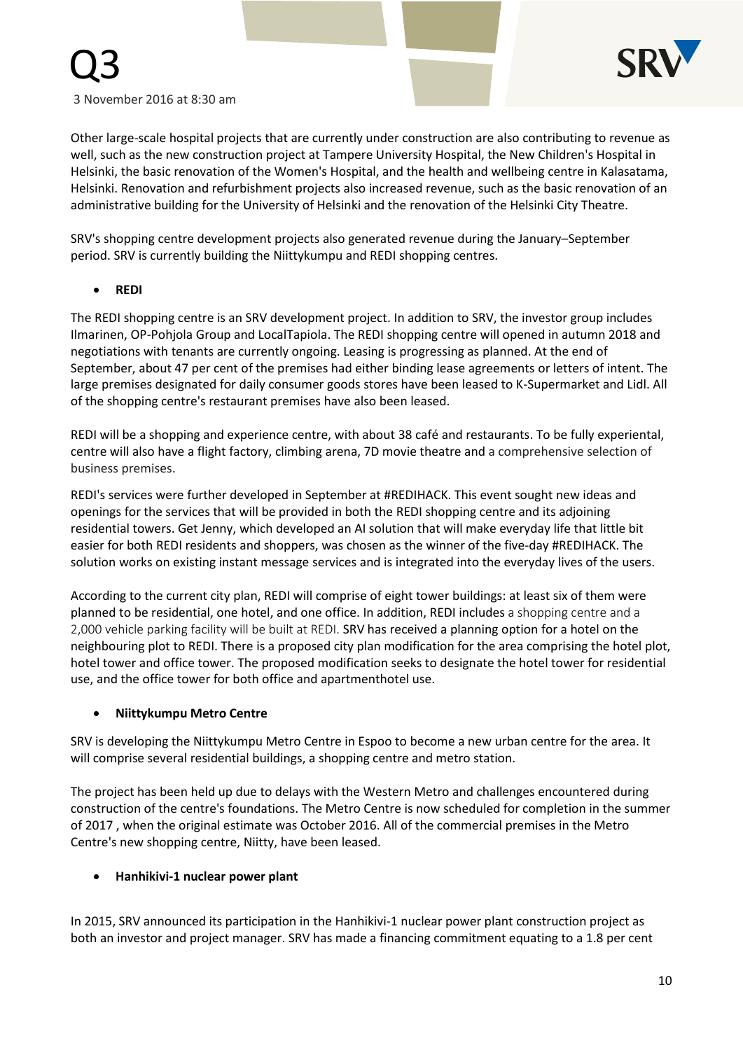Other large-scale hospital projects that are currently under construction are also contributing to revenue as well, such as the new construction project at Tampere University Hospital, the New Children's Hospital in Helsinki, the basic renovation of the Women's Hospital, and the health and wellbeing centre in Kalasatama, Helsinki. Renovation and refurbishment projects also increased revenue, such as the basic renovation of an administrative building for the University of Helsinki and the renovation of the Helsinki City Theatre.

SRV's shopping centre development projects also generated revenue during the January–September period. SRV is currently building the Niittykumpu and REDI shopping centres.

- **REDI**

The REDI shopping centre is an SRV development project. In addition to SRV, the investor group includes Ilmarinen, OP-Pohjola Group and LocalTapiola. The REDI shopping centre will opened in autumn 2018 and negotiations with tenants are currently ongoing. Leasing is progressing as planned. At the end of September, about 47 per cent of the premises had either binding lease agreements or letters of intent. The large premises designated for daily consumer goods stores have been leased to K-Supermarket and Lidl. All of the shopping centre's restaurant premises have also been leased.

REDI will be a shopping and experience centre, with about 38 café and restaurants. To be fully experiential, centre will also have a flight factory, climbing arena, 7D movie theatre and a comprehensive selection of business premises.

REDI's services were further developed in September at #REDIHACK. This event sought new ideas and openings for the services that will be provided in both the REDI shopping centre and its adjoining residential towers. Get Jenny, which developed an AI solution that will make everyday life that little bit easier for both REDI residents and shoppers, was chosen as the winner of the five-day #REDIHACK. The solution works on existing instant message services and is integrated into the everyday lives of the users.

According to the current city plan, REDI will comprise of eight tower buildings: at least six of them were planned to be residential, one hotel, and one office. In addition, REDI includes a shopping centre and a 2,000 vehicle parking facility will be built at REDI. SRV has received a planning option for a hotel on the neighbouring plot to REDI. There is a proposed city plan modification for the area comprising the hotel plot, hotel tower and office tower. The proposed modification seeks to designate the hotel tower for residential use, and the office tower for both office and apartmenthotel use.

- **Niittykumpu Metro Centre**

SRV is developing the Niittykumpu Metro Centre in Espoo to become a new urban centre for the area. It will comprise several residential buildings, a shopping centre and metro station.

The project has been held up due to delays with the Western Metro and challenges encountered during construction of the centre's foundations. The Metro Centre is now scheduled for completion in the summer of 2017 , when the original estimate was October 2016. All of the commercial premises in the Metro Centre's new shopping centre, Niitty, have been leased.

- **Hanhikivi-1 nuclear power plant**

In 2015, SRV announced its participation in the Hanhikivi-1 nuclear power plant construction project as both an investor and project manager. SRV has made a financing commitment equating to a 1.8 per cent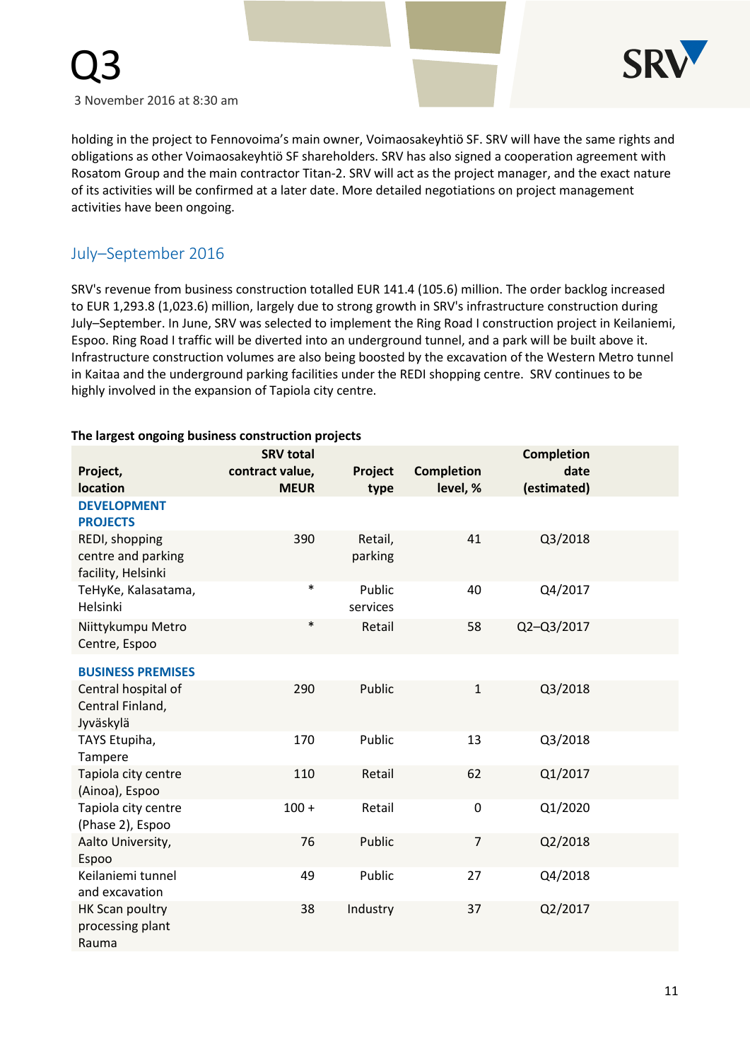holding in the project to Fennovoima's main owner, Voimaosakeyhtiö SF. SRV will have the same rights and obligations as other Voimaosakeyhtiö SF shareholders. SRV has also signed a cooperation agreement with Rosatom Group and the main contractor Titan-2. SRV will act as the project manager, and the exact nature of its activities will be confirmed at a later date. More detailed negotiations on project management activities have been ongoing.

## July–September 2016

SRV's revenue from business construction totalled EUR 141.4 (105.6) million. The order backlog increased to EUR 1,293.8 (1,023.6) million, largely due to strong growth in SRV's infrastructure construction during July–September. In June, SRV was selected to implement the Ring Road I construction project in Keilaniemi, Espoo. Ring Road I traffic will be diverted into an underground tunnel, and a park will be built above it. Infrastructure construction volumes are also being boosted by the excavation of the Western Metro tunnel in Kaitaa and the underground parking facilities under the REDI shopping centre. SRV continues to be highly involved in the expansion of Tapiola city centre.

**The largest ongoing business construction projects**

| Project, location | SRV total contract value, MEUR | Project type | Completion level, % | Completion date (estimated) |
|---|---|---|---|---|
| **DEVELOPMENT PROJECTS** | | | | |
| REDI, shopping centre and parking facility, Helsinki | 390 | Retail, parking | 41 | Q3/2018 |
| TeHyKe, Kalasatama, Helsinki | * | Public services | 40 | Q4/2017 |
| Niittykumpu Metro Centre, Espoo | * | Retail | 58 | Q2–Q3/2017 |
| **BUSINESS PREMISES** | | | | |
| Central hospital of Central Finland, Jyväskylä | 290 | Public | 1 | Q3/2018 |
| TAYS Etupiha, Tampere | 170 | Public | 13 | Q3/2018 |
| Tapiola city centre (Ainoa), Espoo | 110 | Retail | 62 | Q1/2017 |
| Tapiola city centre (Phase 2), Espoo | 100 + | Retail | 0 | Q1/2020 |
| Aalto University, Espoo | 76 | Public | 7 | Q2/2018 |
| Keilaniemi tunnel and excavation | 49 | Public | 27 | Q4/2018 |
| HK Scan poultry processing plant Rauma | 38 | Industry | 37 | Q2/2017 |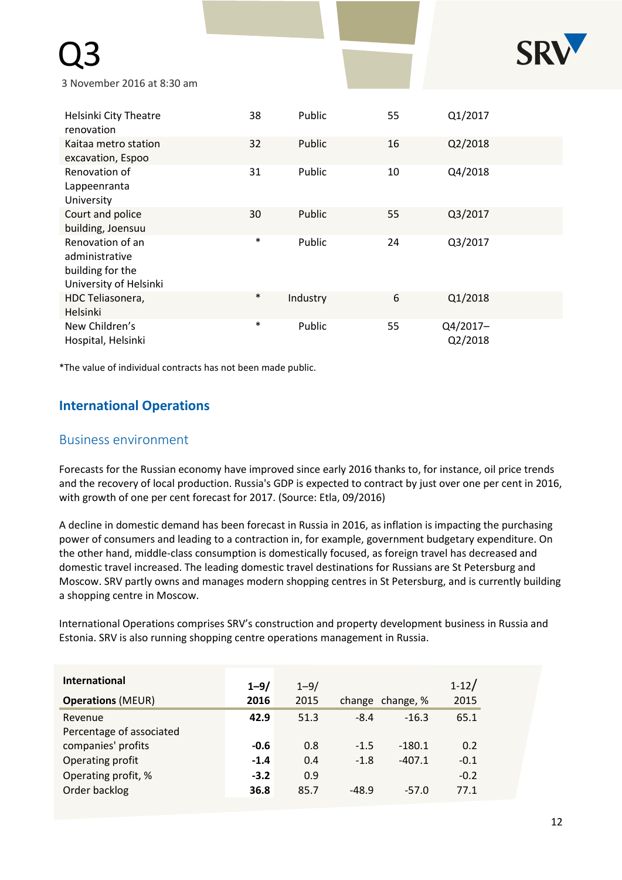| | | | | |
|---|---|---|---|---|
| Helsinki City Theatre renovation | 38 | Public | 55 | Q1/2017 |
| Kaitaa metro station excavation, Espoo | 32 | Public | 16 | Q2/2018 |
| Renovation of Lappeenranta University | 31 | Public | 10 | Q4/2018 |
| Court and police building, Joensuu | 30 | Public | 55 | Q3/2017 |
| Renovation of an administrative building for the University of Helsinki | * | Public | 24 | Q3/2017 |
| HDC Teliasonera, Helsinki | * | Industry | 6 | Q1/2018 |
| New Children's Hospital, Helsinki | * | Public | 55 | Q4/2017–Q2/2018 |

*The value of individual contracts has not been made public.

## International Operations

### Business environment

Forecasts for the Russian economy have improved since early 2016 thanks to, for instance, oil price trends and the recovery of local production. Russia's GDP is expected to contract by just over one per cent in 2016, with growth of one per cent forecast for 2017. (Source: Etla, 09/2016)

A decline in domestic demand has been forecast in Russia in 2016, as inflation is impacting the purchasing power of consumers and leading to a contraction in, for example, government budgetary expenditure. On the other hand, middle-class consumption is domestically focused, as foreign travel has decreased and domestic travel increased. The leading domestic travel destinations for Russians are St Petersburg and Moscow. SRV partly owns and manages modern shopping centres in St Petersburg, and is currently building a shopping centre in Moscow.

International Operations comprises SRV's construction and property development business in Russia and Estonia. SRV is also running shopping centre operations management in Russia.

| **International Operations** (MEUR) | **1–9/ 2016** | 1–9/ 2015 | change | change, % | 1-12/ 2015 |
|---|---|---|---|---|---|
| Revenue | **42.9** | 51.3 | -8.4 | -16.3 | 65.1 |
| Percentage of associated companies' profits | **-0.6** | 0.8 | -1.5 | -180.1 | 0.2 |
| Operating profit | **-1.4** | 0.4 | -1.8 | -407.1 | -0.1 |
| Operating profit, % | **-3.2** | 0.9 | | | -0.2 |
| Order backlog | **36.8** | 85.7 | -48.9 | -57.0 | 77.1 |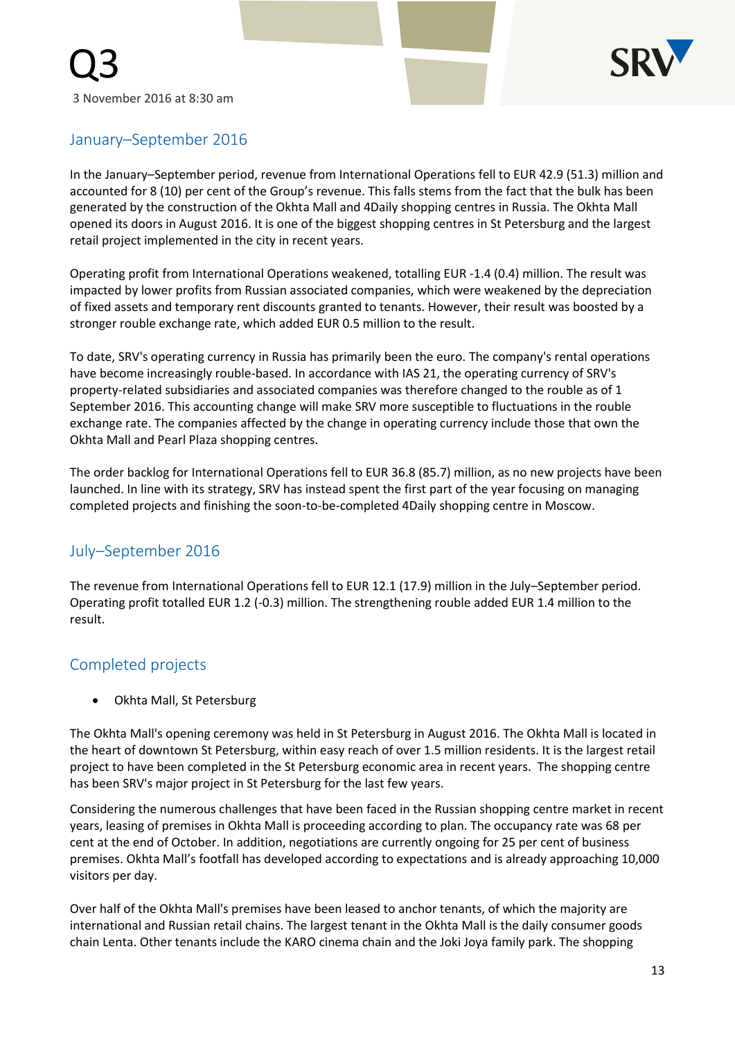## January–September 2016

In the January–September period, revenue from International Operations fell to EUR 42.9 (51.3) million and accounted for 8 (10) per cent of the Group's revenue. This falls stems from the fact that the bulk has been generated by the construction of the Okhta Mall and 4Daily shopping centres in Russia. The Okhta Mall opened its doors in August 2016. It is one of the biggest shopping centres in St Petersburg and the largest retail project implemented in the city in recent years.

Operating profit from International Operations weakened, totalling EUR -1.4 (0.4) million. The result was impacted by lower profits from Russian associated companies, which were weakened by the depreciation of fixed assets and temporary rent discounts granted to tenants. However, their result was boosted by a stronger rouble exchange rate, which added EUR 0.5 million to the result.

To date, SRV's operating currency in Russia has primarily been the euro. The company's rental operations have become increasingly rouble-based. In accordance with IAS 21, the operating currency of SRV's property-related subsidiaries and associated companies was therefore changed to the rouble as of 1 September 2016. This accounting change will make SRV more susceptible to fluctuations in the rouble exchange rate. The companies affected by the change in operating currency include those that own the Okhta Mall and Pearl Plaza shopping centres.

The order backlog for International Operations fell to EUR 36.8 (85.7) million, as no new projects have been launched. In line with its strategy, SRV has instead spent the first part of the year focusing on managing completed projects and finishing the soon-to-be-completed 4Daily shopping centre in Moscow.

## July–September 2016

The revenue from International Operations fell to EUR 12.1 (17.9) million in the July–September period. Operating profit totalled EUR 1.2 (-0.3) million. The strengthening rouble added EUR 1.4 million to the result.

## Completed projects

- Okhta Mall, St Petersburg

The Okhta Mall's opening ceremony was held in St Petersburg in August 2016. The Okhta Mall is located in the heart of downtown St Petersburg, within easy reach of over 1.5 million residents. It is the largest retail project to have been completed in the St Petersburg economic area in recent years. The shopping centre has been SRV's major project in St Petersburg for the last few years.

Considering the numerous challenges that have been faced in the Russian shopping centre market in recent years, leasing of premises in Okhta Mall is proceeding according to plan. The occupancy rate was 68 per cent at the end of October. In addition, negotiations are currently ongoing for 25 per cent of business premises. Okhta Mall's footfall has developed according to expectations and is already approaching 10,000 visitors per day.

Over half of the Okhta Mall's premises have been leased to anchor tenants, of which the majority are international and Russian retail chains. The largest tenant in the Okhta Mall is the daily consumer goods chain Lenta. Other tenants include the KARO cinema chain and the Joki Joya family park. The shopping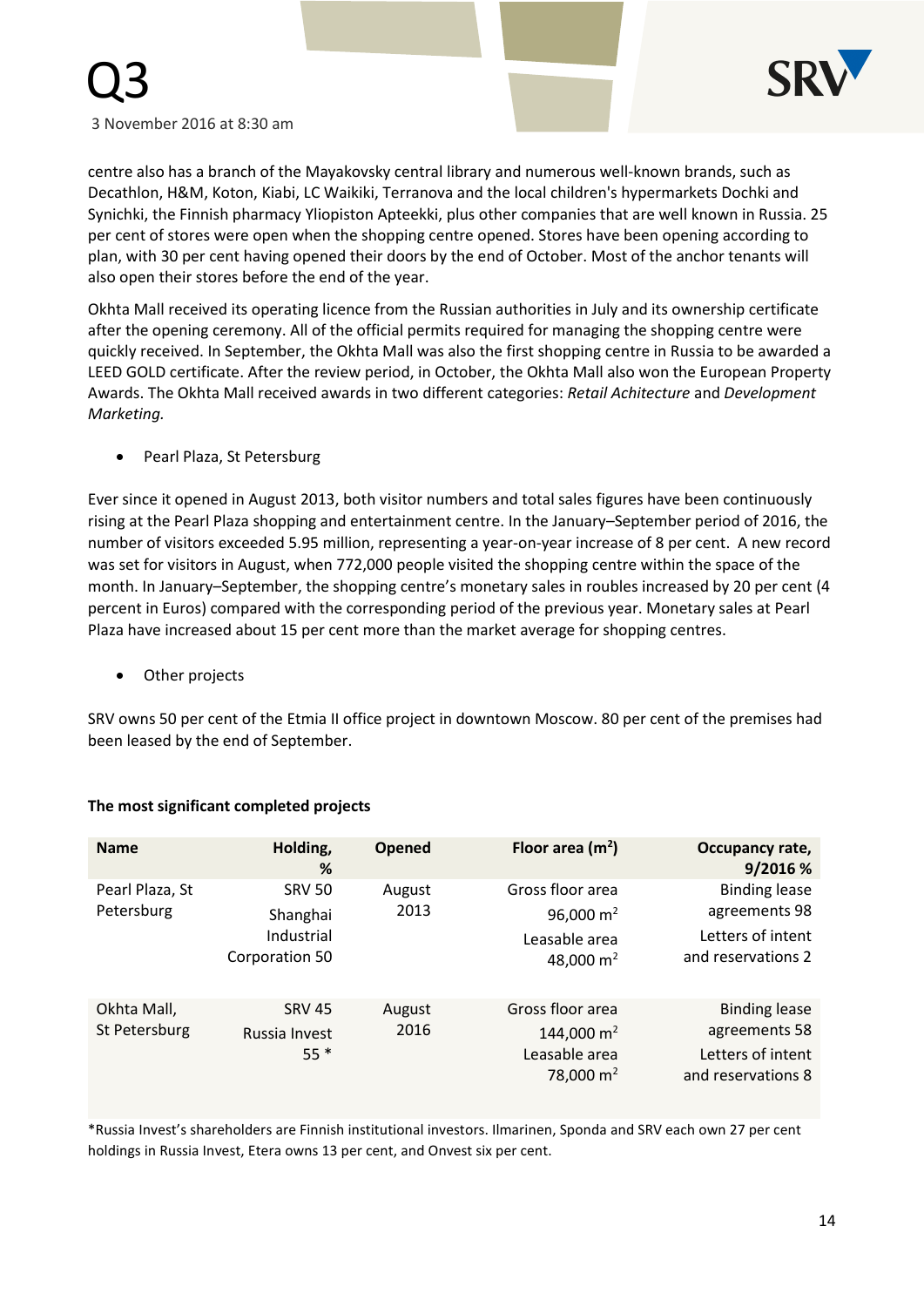centre also has a branch of the Mayakovsky central library and numerous well-known brands, such as Decathlon, H&M, Koton, Kiabi, LC Waikiki, Terranova and the local children's hypermarkets Dochki and Synichki, the Finnish pharmacy Yliopiston Apteekki, plus other companies that are well known in Russia. 25 per cent of stores were open when the shopping centre opened. Stores have been opening according to plan, with 30 per cent having opened their doors by the end of October. Most of the anchor tenants will also open their stores before the end of the year.

Okhta Mall received its operating licence from the Russian authorities in July and its ownership certificate after the opening ceremony. All of the official permits required for managing the shopping centre were quickly received. In September, the Okhta Mall was also the first shopping centre in Russia to be awarded a LEED GOLD certificate. After the review period, in October, the Okhta Mall also won the European Property Awards. The Okhta Mall received awards in two different categories: *Retail Achitecture* and *Development Marketing.*

- Pearl Plaza, St Petersburg

Ever since it opened in August 2013, both visitor numbers and total sales figures have been continuously rising at the Pearl Plaza shopping and entertainment centre. In the January–September period of 2016, the number of visitors exceeded 5.95 million, representing a year-on-year increase of 8 per cent. A new record was set for visitors in August, when 772,000 people visited the shopping centre within the space of the month. In January–September, the shopping centre's monetary sales in roubles increased by 20 per cent (4 percent in Euros) compared with the corresponding period of the previous year. Monetary sales at Pearl Plaza have increased about 15 per cent more than the market average for shopping centres.

- Other projects

SRV owns 50 per cent of the Etmia II office project in downtown Moscow. 80 per cent of the premises had been leased by the end of September.

**The most significant completed projects**

| Name | Holding, % | Opened | Floor area ($m^2$) | Occupancy rate, 9/2016 % |
|---|---|---|---|---|
| Pearl Plaza, St Petersburg | SRV 50<br>Shanghai Industrial Corporation 50 | August 2013 | Gross floor area 96,000 $m^2$<br>Leasable area 48,000 $m^2$ | Binding lease agreements 98<br>Letters of intent and reservations 2 |
| Okhta Mall, St Petersburg | SRV 45<br>Russia Invest 55 * | August 2016 | Gross floor area 144,000 $m^2$<br>Leasable area 78,000 $m^2$ | Binding lease agreements 58<br>Letters of intent and reservations 8 |

*Russia Invest's shareholders are Finnish institutional investors. Ilmarinen, Sponda and SRV each own 27 per cent holdings in Russia Invest, Etera owns 13 per cent, and Onvest six per cent.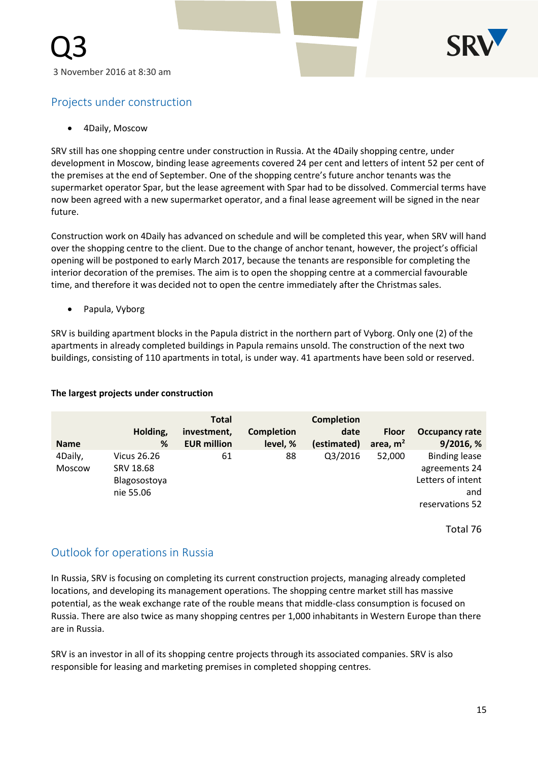## Projects under construction

- 4Daily, Moscow

SRV still has one shopping centre under construction in Russia. At the 4Daily shopping centre, under development in Moscow, binding lease agreements covered 24 per cent and letters of intent 52 per cent of the premises at the end of September. One of the shopping centre's future anchor tenants was the supermarket operator Spar, but the lease agreement with Spar had to be dissolved. Commercial terms have now been agreed with a new supermarket operator, and a final lease agreement will be signed in the near future.

Construction work on 4Daily has advanced on schedule and will be completed this year, when SRV will hand over the shopping centre to the client. Due to the change of anchor tenant, however, the project's official opening will be postponed to early March 2017, because the tenants are responsible for completing the interior decoration of the premises. The aim is to open the shopping centre at a commercial favourable time, and therefore it was decided not to open the centre immediately after the Christmas sales.

- Papula, Vyborg

SRV is building apartment blocks in the Papula district in the northern part of Vyborg. Only one (2) of the apartments in already completed buildings in Papula remains unsold. The construction of the next two buildings, consisting of 110 apartments in total, is under way. 41 apartments have been sold or reserved.

**The largest projects under construction**

| Name | Holding, % | Total investment, EUR million | Completion level, % | Completion date (estimated) | Floor area, m$^2$ | Occupancy rate 9/2016, % |
|---|---|---|---|---|---|---|
| 4Daily, Moscow | Vicus 26.26 SRV 18.68 Blagosostoyanie 55.06 | 61 | 88 | Q3/2016 | 52,000 | Binding lease agreements 24 Letters of intent and reservations 52 Total 76 |

## Outlook for operations in Russia

In Russia, SRV is focusing on completing its current construction projects, managing already completed locations, and developing its management operations. The shopping centre market still has massive potential, as the weak exchange rate of the rouble means that middle-class consumption is focused on Russia. There are also twice as many shopping centres per 1,000 inhabitants in Western Europe than there are in Russia.

SRV is an investor in all of its shopping centre projects through its associated companies. SRV is also responsible for leasing and marketing premises in completed shopping centres.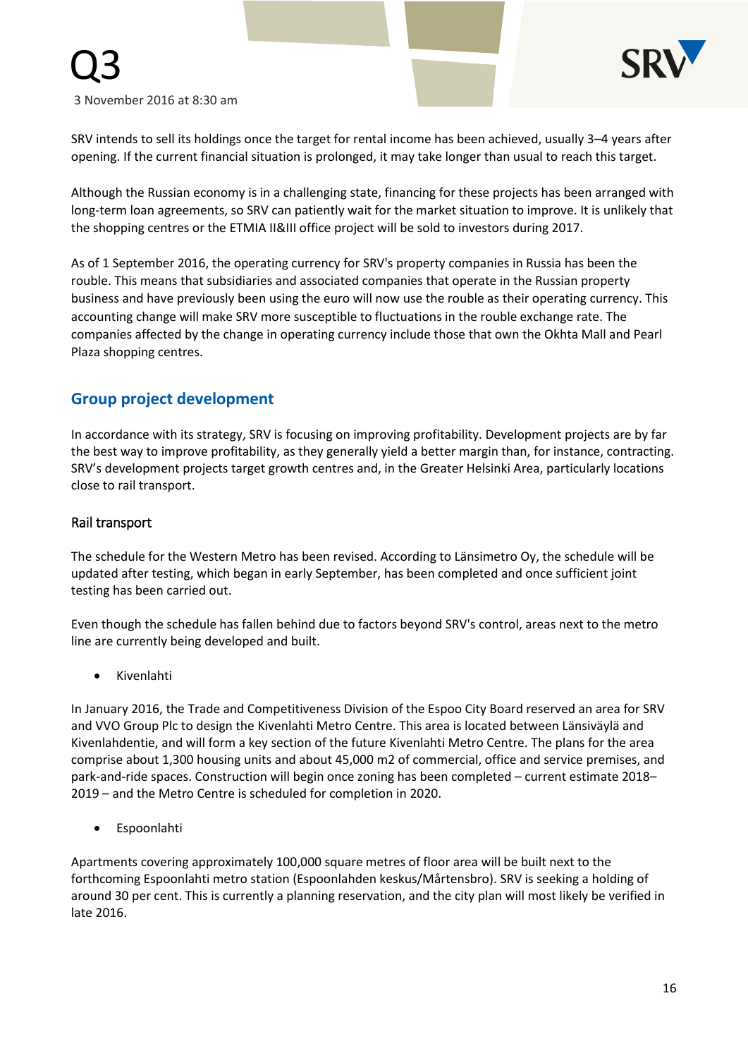SRV intends to sell its holdings once the target for rental income has been achieved, usually 3–4 years after opening. If the current financial situation is prolonged, it may take longer than usual to reach this target.

Although the Russian economy is in a challenging state, financing for these projects has been arranged with long-term loan agreements, so SRV can patiently wait for the market situation to improve. It is unlikely that the shopping centres or the ETMIA II&III office project will be sold to investors during 2017.

As of 1 September 2016, the operating currency for SRV's property companies in Russia has been the rouble. This means that subsidiaries and associated companies that operate in the Russian property business and have previously been using the euro will now use the rouble as their operating currency. This accounting change will make SRV more susceptible to fluctuations in the rouble exchange rate. The companies affected by the change in operating currency include those that own the Okhta Mall and Pearl Plaza shopping centres.

## Group project development

In accordance with its strategy, SRV is focusing on improving profitability. Development projects are by far the best way to improve profitability, as they generally yield a better margin than, for instance, contracting. SRV's development projects target growth centres and, in the Greater Helsinki Area, particularly locations close to rail transport.

### Rail transport

The schedule for the Western Metro has been revised. According to Länsimetro Oy, the schedule will be updated after testing, which began in early September, has been completed and once sufficient joint testing has been carried out.

Even though the schedule has fallen behind due to factors beyond SRV's control, areas next to the metro line are currently being developed and built.

- Kivenlahti

In January 2016, the Trade and Competitiveness Division of the Espoo City Board reserved an area for SRV and VVO Group Plc to design the Kivenlahti Metro Centre. This area is located between Länsiväylä and Kivenlahdentie, and will form a key section of the future Kivenlahti Metro Centre. The plans for the area comprise about 1,300 housing units and about 45,000 m2 of commercial, office and service premises, and park-and-ride spaces. Construction will begin once zoning has been completed – current estimate 2018–2019 – and the Metro Centre is scheduled for completion in 2020.

- Espoonlahti

Apartments covering approximately 100,000 square metres of floor area will be built next to the forthcoming Espoonlahti metro station (Espoonlahden keskus/Mårtensbro). SRV is seeking a holding of around 30 per cent. This is currently a planning reservation, and the city plan will most likely be verified in late 2016.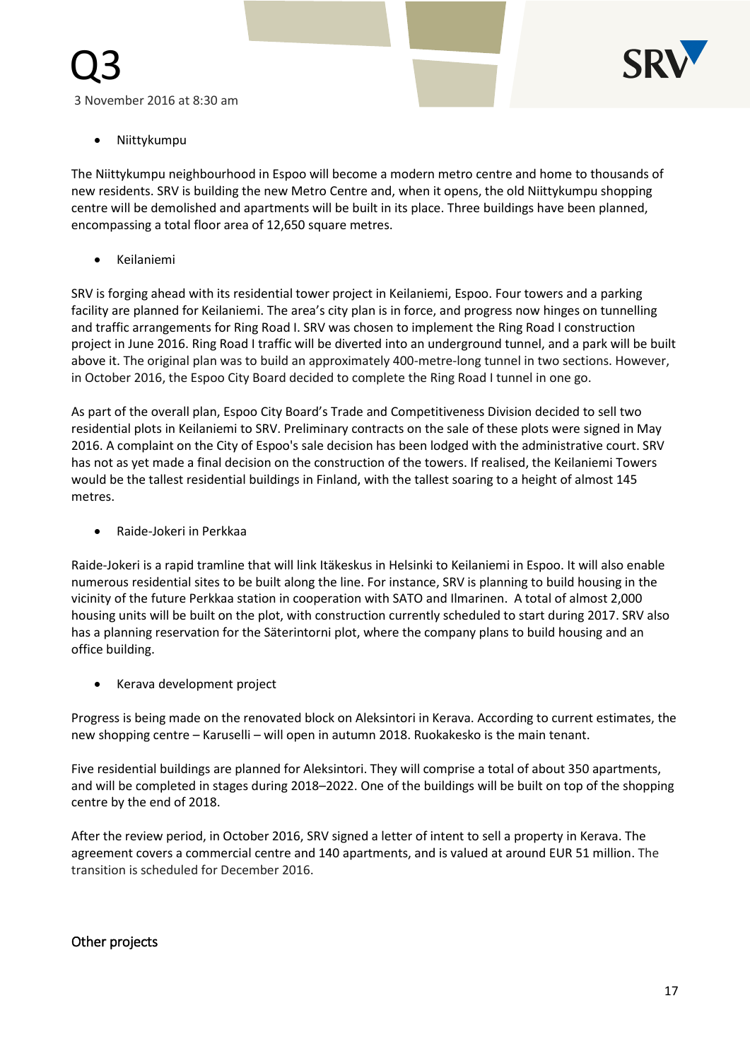- Niittykumpu

The Niittykumpu neighbourhood in Espoo will become a modern metro centre and home to thousands of new residents. SRV is building the new Metro Centre and, when it opens, the old Niittykumpu shopping centre will be demolished and apartments will be built in its place. Three buildings have been planned, encompassing a total floor area of 12,650 square metres.

- Keilaniemi

SRV is forging ahead with its residential tower project in Keilaniemi, Espoo. Four towers and a parking facility are planned for Keilaniemi. The area's city plan is in force, and progress now hinges on tunnelling and traffic arrangements for Ring Road I. SRV was chosen to implement the Ring Road I construction project in June 2016. Ring Road I traffic will be diverted into an underground tunnel, and a park will be built above it. The original plan was to build an approximately 400-metre-long tunnel in two sections. However, in October 2016, the Espoo City Board decided to complete the Ring Road I tunnel in one go.

As part of the overall plan, Espoo City Board's Trade and Competitiveness Division decided to sell two residential plots in Keilaniemi to SRV. Preliminary contracts on the sale of these plots were signed in May 2016. A complaint on the City of Espoo's sale decision has been lodged with the administrative court. SRV has not as yet made a final decision on the construction of the towers. If realised, the Keilaniemi Towers would be the tallest residential buildings in Finland, with the tallest soaring to a height of almost 145 metres.

- Raide-Jokeri in Perkkaa

Raide-Jokeri is a rapid tramline that will link Itäkeskus in Helsinki to Keilaniemi in Espoo. It will also enable numerous residential sites to be built along the line. For instance, SRV is planning to build housing in the vicinity of the future Perkkaa station in cooperation with SATO and Ilmarinen. A total of almost 2,000 housing units will be built on the plot, with construction currently scheduled to start during 2017. SRV also has a planning reservation for the Säterintorni plot, where the company plans to build housing and an office building.

- Kerava development project

Progress is being made on the renovated block on Aleksintori in Kerava. According to current estimates, the new shopping centre – Karuselli – will open in autumn 2018. Ruokakesko is the main tenant.

Five residential buildings are planned for Aleksintori. They will comprise a total of about 350 apartments, and will be completed in stages during 2018–2022. One of the buildings will be built on top of the shopping centre by the end of 2018.

After the review period, in October 2016, SRV signed a letter of intent to sell a property in Kerava. The agreement covers a commercial centre and 140 apartments, and is valued at around EUR 51 million. The transition is scheduled for December 2016.

## Other projects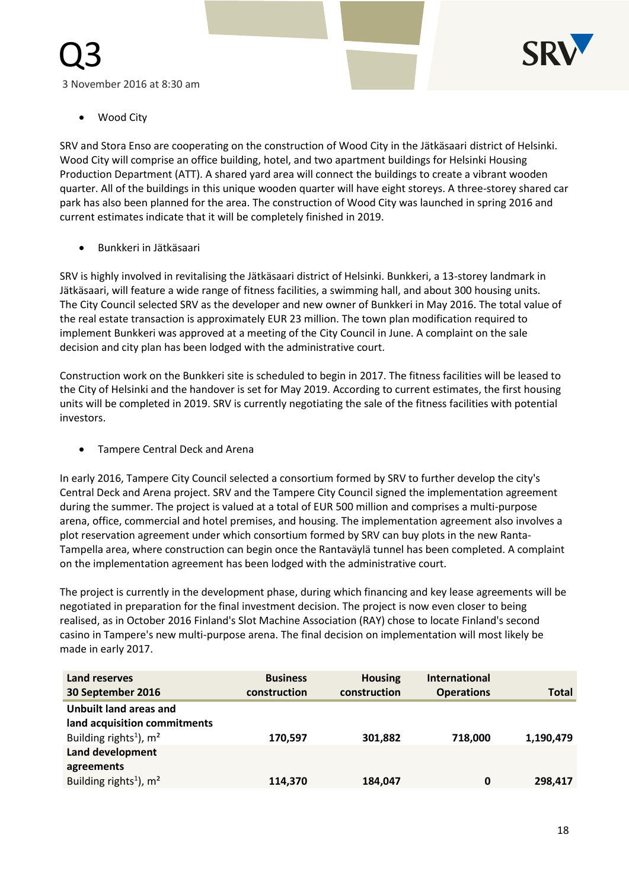- Wood City

SRV and Stora Enso are cooperating on the construction of Wood City in the Jätkäsaari district of Helsinki. Wood City will comprise an office building, hotel, and two apartment buildings for Helsinki Housing Production Department (ATT). A shared yard area will connect the buildings to create a vibrant wooden quarter. All of the buildings in this unique wooden quarter will have eight storeys. A three-storey shared car park has also been planned for the area. The construction of Wood City was launched in spring 2016 and current estimates indicate that it will be completely finished in 2019.

- Bunkkeri in Jätkäsaari

SRV is highly involved in revitalising the Jätkäsaari district of Helsinki. Bunkkeri, a 13-storey landmark in Jätkäsaari, will feature a wide range of fitness facilities, a swimming hall, and about 300 housing units. The City Council selected SRV as the developer and new owner of Bunkkeri in May 2016. The total value of the real estate transaction is approximately EUR 23 million. The town plan modification required to implement Bunkkeri was approved at a meeting of the City Council in June. A complaint on the sale decision and city plan has been lodged with the administrative court.

Construction work on the Bunkkeri site is scheduled to begin in 2017. The fitness facilities will be leased to the City of Helsinki and the handover is set for May 2019. According to current estimates, the first housing units will be completed in 2019. SRV is currently negotiating the sale of the fitness facilities with potential investors.

- Tampere Central Deck and Arena

In early 2016, Tampere City Council selected a consortium formed by SRV to further develop the city's Central Deck and Arena project. SRV and the Tampere City Council signed the implementation agreement during the summer. The project is valued at a total of EUR 500 million and comprises a multi-purpose arena, office, commercial and hotel premises, and housing. The implementation agreement also involves a plot reservation agreement under which consortium formed by SRV can buy plots in the new Ranta-Tampella area, where construction can begin once the Rantaväylä tunnel has been completed. A complaint on the implementation agreement has been lodged with the administrative court.

The project is currently in the development phase, during which financing and key lease agreements will be negotiated in preparation for the final investment decision. The project is now even closer to being realised, as in October 2016 Finland's Slot Machine Association (RAY) chose to locate Finland's second casino in Tampere's new multi-purpose arena. The final decision on implementation will most likely be made in early 2017.

| Land reserves 30 September 2016 | Business construction | Housing construction | International Operations | Total |
|---|---|---|---|---|
| **Unbuilt land areas and land acquisition commitments** Building rights[1], $m^2$ | **170,597** | **301,882** | **718,000** | **1,190,479** |
| **Land development agreements** Building rights[1], $m^2$ | **114,370** | **184,047** | **0** | **298,417** |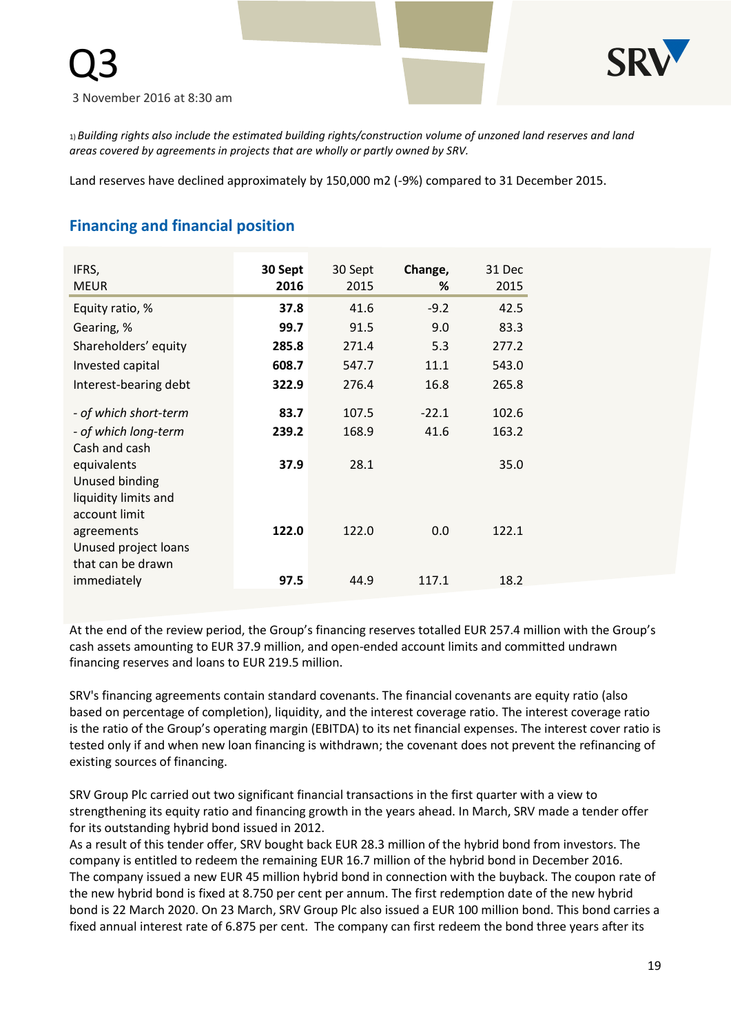1) *Building rights also include the estimated building rights/construction volume of unzoned land reserves and land areas covered by agreements in projects that are wholly or partly owned by SRV.*

Land reserves have declined approximately by 150,000 m2 (-9%) compared to 31 December 2015.

## Financing and financial position

| IFRS, MEUR | **30 Sept 2016** | 30 Sept 2015 | **Change, %** | 31 Dec 2015 |
|---|---|---|---|---|
| Equity ratio, % | **37.8** | 41.6 | -9.2 | 42.5 |
| Gearing, % | **99.7** | 91.5 | 9.0 | 83.3 |
| Shareholders' equity | **285.8** | 271.4 | 5.3 | 277.2 |
| Invested capital | **608.7** | 547.7 | 11.1 | 543.0 |
| Interest-bearing debt | **322.9** | 276.4 | 16.8 | 265.8 |
| *- of which short-term* | **83.7** | 107.5 | -22.1 | 102.6 |
| *- of which long-term* | **239.2** | 168.9 | 41.6 | 163.2 |
| Cash and cash equivalents | **37.9** | 28.1 | | 35.0 |
| Unused binding liquidity limits and account limit agreements | **122.0** | 122.0 | 0.0 | 122.1 |
| Unused project loans that can be drawn immediately | **97.5** | 44.9 | 117.1 | 18.2 |

At the end of the review period, the Group's financing reserves totalled EUR 257.4 million with the Group's cash assets amounting to EUR 37.9 million, and open-ended account limits and committed undrawn financing reserves and loans to EUR 219.5 million.

SRV's financing agreements contain standard covenants. The financial covenants are equity ratio (also based on percentage of completion), liquidity, and the interest coverage ratio. The interest coverage ratio is the ratio of the Group's operating margin (EBITDA) to its net financial expenses. The interest cover ratio is tested only if and when new loan financing is withdrawn; the covenant does not prevent the refinancing of existing sources of financing.

SRV Group Plc carried out two significant financial transactions in the first quarter with a view to strengthening its equity ratio and financing growth in the years ahead. In March, SRV made a tender offer for its outstanding hybrid bond issued in 2012.
As a result of this tender offer, SRV bought back EUR 28.3 million of the hybrid bond from investors. The company is entitled to redeem the remaining EUR 16.7 million of the hybrid bond in December 2016. The company issued a new EUR 45 million hybrid bond in connection with the buyback. The coupon rate of the new hybrid bond is fixed at 8.750 per cent per annum. The first redemption date of the new hybrid bond is 22 March 2020. On 23 March, SRV Group Plc also issued a EUR 100 million bond. This bond carries a fixed annual interest rate of 6.875 per cent. The company can first redeem the bond three years after its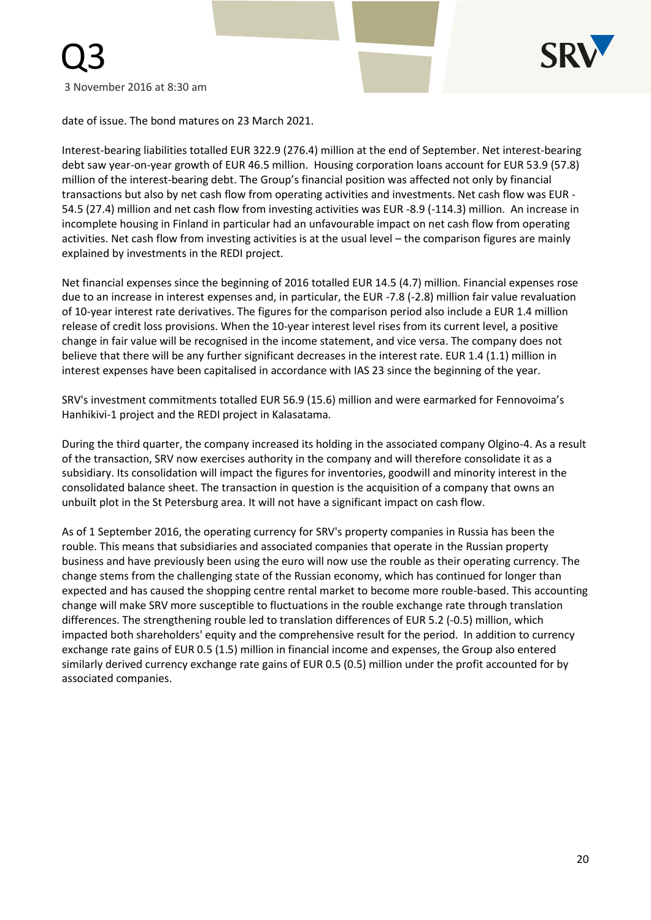date of issue. The bond matures on 23 March 2021.

Interest-bearing liabilities totalled EUR 322.9 (276.4) million at the end of September. Net interest-bearing debt saw year-on-year growth of EUR 46.5 million. Housing corporation loans account for EUR 53.9 (57.8) million of the interest-bearing debt. The Group's financial position was affected not only by financial transactions but also by net cash flow from operating activities and investments. Net cash flow was EUR -54.5 (27.4) million and net cash flow from investing activities was EUR -8.9 (-114.3) million. An increase in incomplete housing in Finland in particular had an unfavourable impact on net cash flow from operating activities. Net cash flow from investing activities is at the usual level – the comparison figures are mainly explained by investments in the REDI project.

Net financial expenses since the beginning of 2016 totalled EUR 14.5 (4.7) million. Financial expenses rose due to an increase in interest expenses and, in particular, the EUR -7.8 (-2.8) million fair value revaluation of 10-year interest rate derivatives. The figures for the comparison period also include a EUR 1.4 million release of credit loss provisions. When the 10-year interest level rises from its current level, a positive change in fair value will be recognised in the income statement, and vice versa. The company does not believe that there will be any further significant decreases in the interest rate. EUR 1.4 (1.1) million in interest expenses have been capitalised in accordance with IAS 23 since the beginning of the year.

SRV's investment commitments totalled EUR 56.9 (15.6) million and were earmarked for Fennovoima's Hanhikivi-1 project and the REDI project in Kalasatama.

During the third quarter, the company increased its holding in the associated company Olgino-4. As a result of the transaction, SRV now exercises authority in the company and will therefore consolidate it as a subsidiary. Its consolidation will impact the figures for inventories, goodwill and minority interest in the consolidated balance sheet. The transaction in question is the acquisition of a company that owns an unbuilt plot in the St Petersburg area. It will not have a significant impact on cash flow.

As of 1 September 2016, the operating currency for SRV's property companies in Russia has been the rouble. This means that subsidiaries and associated companies that operate in the Russian property business and have previously been using the euro will now use the rouble as their operating currency. The change stems from the challenging state of the Russian economy, which has continued for longer than expected and has caused the shopping centre rental market to become more rouble-based. This accounting change will make SRV more susceptible to fluctuations in the rouble exchange rate through translation differences. The strengthening rouble led to translation differences of EUR 5.2 (-0.5) million, which impacted both shareholders' equity and the comprehensive result for the period. In addition to currency exchange rate gains of EUR 0.5 (1.5) million in financial income and expenses, the Group also entered similarly derived currency exchange rate gains of EUR 0.5 (0.5) million under the profit accounted for by associated companies.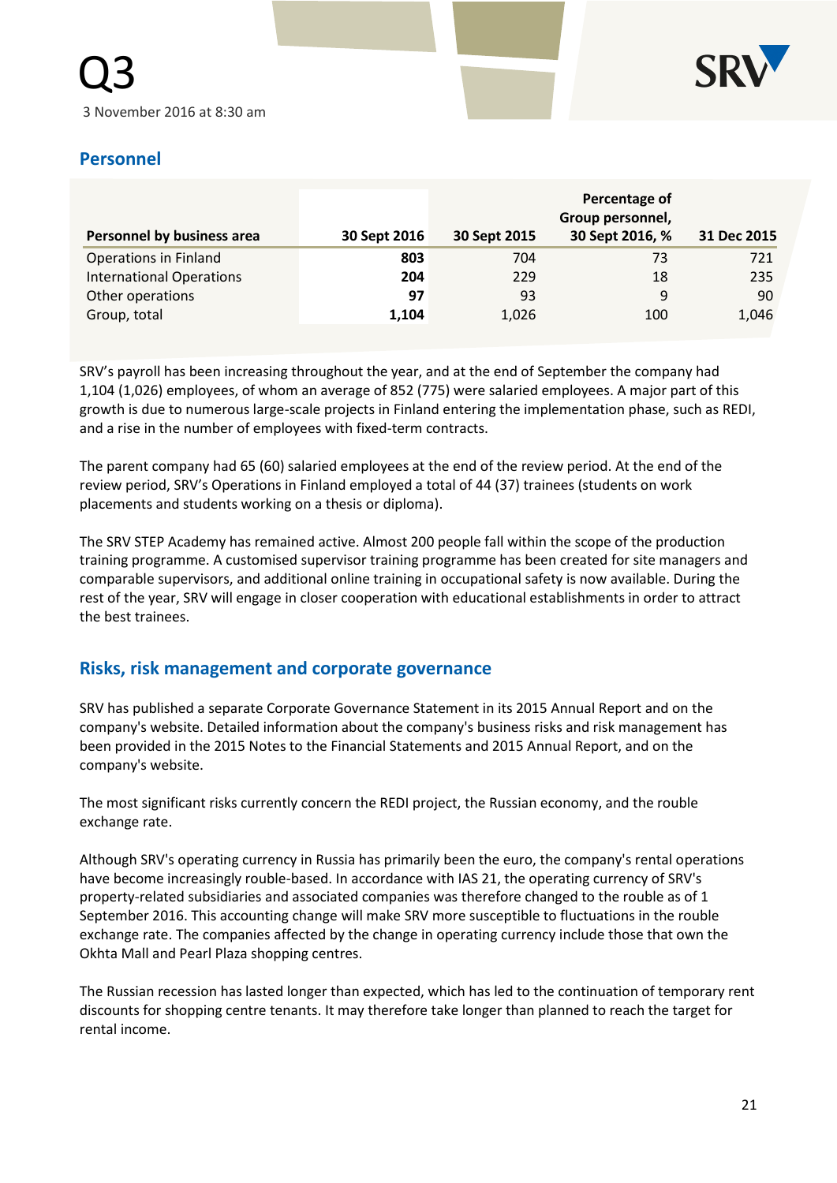## Personnel

| Personnel by business area | 30 Sept 2016 | 30 Sept 2015 | Percentage of Group personnel, 30 Sept 2016, % | 31 Dec 2015 |
|---|---|---|---|---|
| Operations in Finland | **803** | 704 | 73 | 721 |
| International Operations | **204** | 229 | 18 | 235 |
| Other operations | **97** | 93 | 9 | 90 |
| Group, total | **1,104** | 1,026 | 100 | 1,046 |

SRV's payroll has been increasing throughout the year, and at the end of September the company had 1,104 (1,026) employees, of whom an average of 852 (775) were salaried employees. A major part of this growth is due to numerous large-scale projects in Finland entering the implementation phase, such as REDI, and a rise in the number of employees with fixed-term contracts.

The parent company had 65 (60) salaried employees at the end of the review period. At the end of the review period, SRV's Operations in Finland employed a total of 44 (37) trainees (students on work placements and students working on a thesis or diploma).

The SRV STEP Academy has remained active. Almost 200 people fall within the scope of the production training programme. A customised supervisor training programme has been created for site managers and comparable supervisors, and additional online training in occupational safety is now available. During the rest of the year, SRV will engage in closer cooperation with educational establishments in order to attract the best trainees.

## Risks, risk management and corporate governance

SRV has published a separate Corporate Governance Statement in its 2015 Annual Report and on the company's website. Detailed information about the company's business risks and risk management has been provided in the 2015 Notes to the Financial Statements and 2015 Annual Report, and on the company's website.

The most significant risks currently concern the REDI project, the Russian economy, and the rouble exchange rate.

Although SRV's operating currency in Russia has primarily been the euro, the company's rental operations have become increasingly rouble-based. In accordance with IAS 21, the operating currency of SRV's property-related subsidiaries and associated companies was therefore changed to the rouble as of 1 September 2016. This accounting change will make SRV more susceptible to fluctuations in the rouble exchange rate. The companies affected by the change in operating currency include those that own the Okhta Mall and Pearl Plaza shopping centres.

The Russian recession has lasted longer than expected, which has led to the continuation of temporary rent discounts for shopping centre tenants. It may therefore take longer than planned to reach the target for rental income.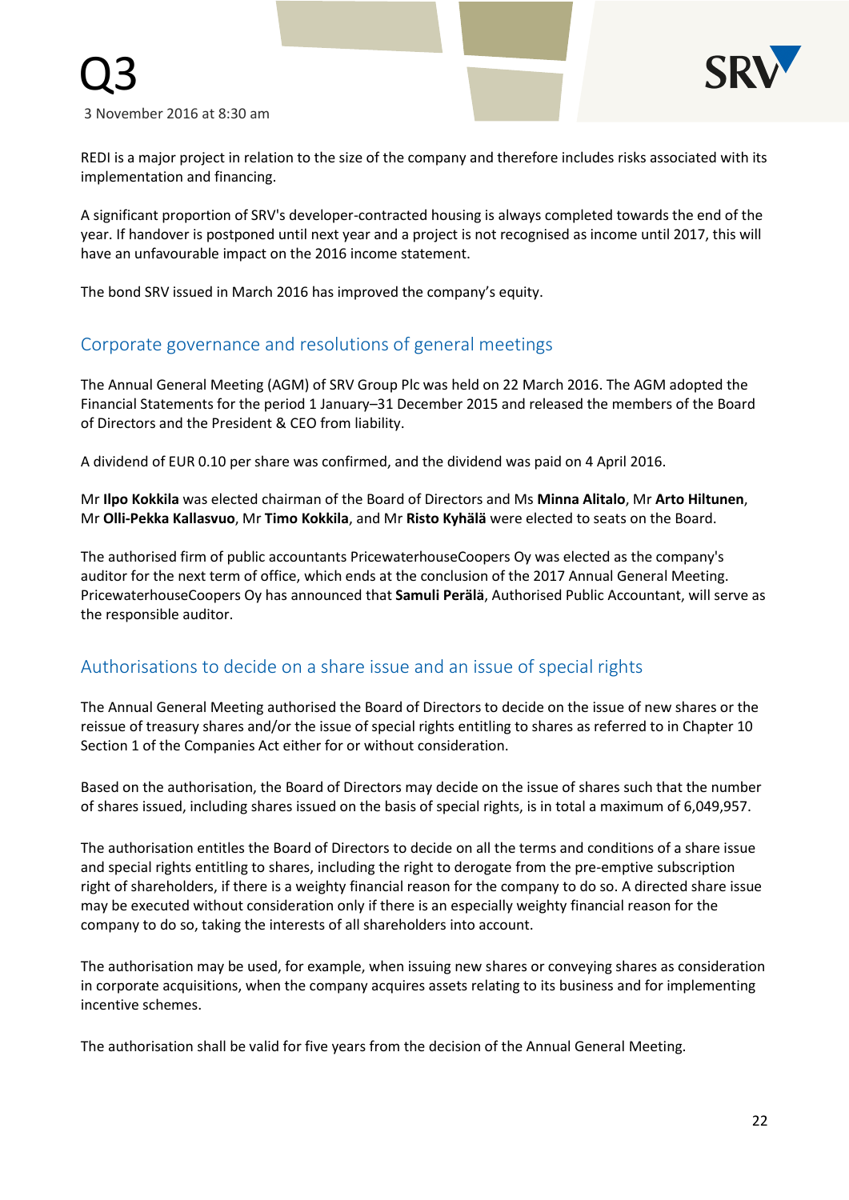REDI is a major project in relation to the size of the company and therefore includes risks associated with its implementation and financing.

A significant proportion of SRV's developer-contracted housing is always completed towards the end of the year. If handover is postponed until next year and a project is not recognised as income until 2017, this will have an unfavourable impact on the 2016 income statement.

The bond SRV issued in March 2016 has improved the company's equity.

## Corporate governance and resolutions of general meetings

The Annual General Meeting (AGM) of SRV Group Plc was held on 22 March 2016. The AGM adopted the Financial Statements for the period 1 January–31 December 2015 and released the members of the Board of Directors and the President & CEO from liability.

A dividend of EUR 0.10 per share was confirmed, and the dividend was paid on 4 April 2016.

Mr **Ilpo Kokkila** was elected chairman of the Board of Directors and Ms **Minna Alitalo**, Mr **Arto Hiltunen**, Mr **Olli-Pekka Kallasvuo**, Mr **Timo Kokkila**, and Mr **Risto Kyhälä** were elected to seats on the Board.

The authorised firm of public accountants PricewaterhouseCoopers Oy was elected as the company's auditor for the next term of office, which ends at the conclusion of the 2017 Annual General Meeting. PricewaterhouseCoopers Oy has announced that **Samuli Perälä**, Authorised Public Accountant, will serve as the responsible auditor.

## Authorisations to decide on a share issue and an issue of special rights

The Annual General Meeting authorised the Board of Directors to decide on the issue of new shares or the reissue of treasury shares and/or the issue of special rights entitling to shares as referred to in Chapter 10 Section 1 of the Companies Act either for or without consideration.

Based on the authorisation, the Board of Directors may decide on the issue of shares such that the number of shares issued, including shares issued on the basis of special rights, is in total a maximum of 6,049,957.

The authorisation entitles the Board of Directors to decide on all the terms and conditions of a share issue and special rights entitling to shares, including the right to derogate from the pre-emptive subscription right of shareholders, if there is a weighty financial reason for the company to do so. A directed share issue may be executed without consideration only if there is an especially weighty financial reason for the company to do so, taking the interests of all shareholders into account.

The authorisation may be used, for example, when issuing new shares or conveying shares as consideration in corporate acquisitions, when the company acquires assets relating to its business and for implementing incentive schemes.

The authorisation shall be valid for five years from the decision of the Annual General Meeting.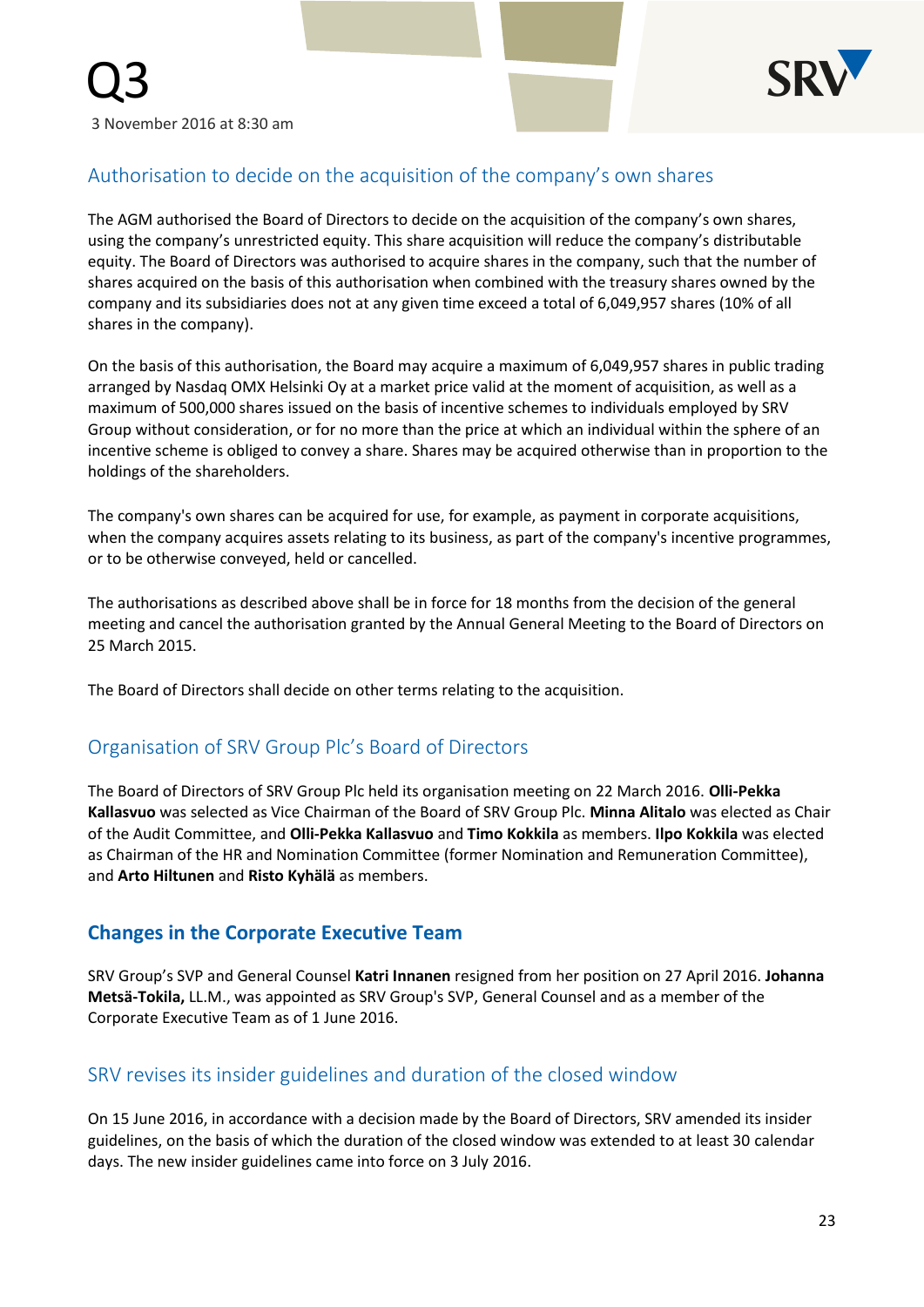## Authorisation to decide on the acquisition of the company's own shares

The AGM authorised the Board of Directors to decide on the acquisition of the company's own shares, using the company's unrestricted equity. This share acquisition will reduce the company's distributable equity. The Board of Directors was authorised to acquire shares in the company, such that the number of shares acquired on the basis of this authorisation when combined with the treasury shares owned by the company and its subsidiaries does not at any given time exceed a total of 6,049,957 shares (10% of all shares in the company).

On the basis of this authorisation, the Board may acquire a maximum of 6,049,957 shares in public trading arranged by Nasdaq OMX Helsinki Oy at a market price valid at the moment of acquisition, as well as a maximum of 500,000 shares issued on the basis of incentive schemes to individuals employed by SRV Group without consideration, or for no more than the price at which an individual within the sphere of an incentive scheme is obliged to convey a share. Shares may be acquired otherwise than in proportion to the holdings of the shareholders.

The company's own shares can be acquired for use, for example, as payment in corporate acquisitions, when the company acquires assets relating to its business, as part of the company's incentive programmes, or to be otherwise conveyed, held or cancelled.

The authorisations as described above shall be in force for 18 months from the decision of the general meeting and cancel the authorisation granted by the Annual General Meeting to the Board of Directors on 25 March 2015.

The Board of Directors shall decide on other terms relating to the acquisition.

## Organisation of SRV Group Plc's Board of Directors

The Board of Directors of SRV Group Plc held its organisation meeting on 22 March 2016. **Olli-Pekka Kallasvuo** was selected as Vice Chairman of the Board of SRV Group Plc. **Minna Alitalo** was elected as Chair of the Audit Committee, and **Olli-Pekka Kallasvuo** and **Timo Kokkila** as members. **Ilpo Kokkila** was elected as Chairman of the HR and Nomination Committee (former Nomination and Remuneration Committee), and **Arto Hiltunen** and **Risto Kyhälä** as members.

## Changes in the Corporate Executive Team

SRV Group's SVP and General Counsel **Katri Innanen** resigned from her position on 27 April 2016. **Johanna Metsä-Tokila,** LL.M., was appointed as SRV Group's SVP, General Counsel and as a member of the Corporate Executive Team as of 1 June 2016.

## SRV revises its insider guidelines and duration of the closed window

On 15 June 2016, in accordance with a decision made by the Board of Directors, SRV amended its insider guidelines, on the basis of which the duration of the closed window was extended to at least 30 calendar days. The new insider guidelines came into force on 3 July 2016.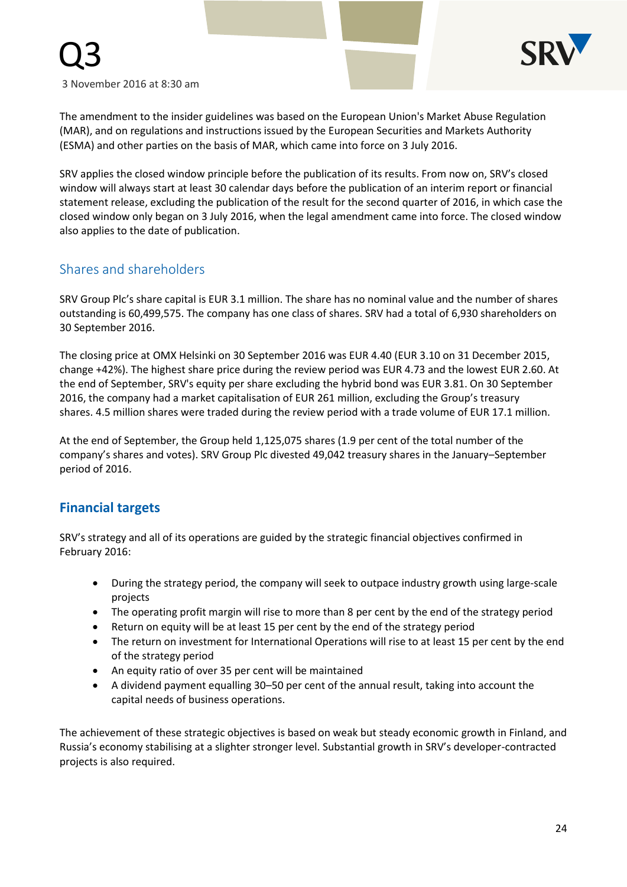The amendment to the insider guidelines was based on the European Union's Market Abuse Regulation (MAR), and on regulations and instructions issued by the European Securities and Markets Authority (ESMA) and other parties on the basis of MAR, which came into force on 3 July 2016.

SRV applies the closed window principle before the publication of its results. From now on, SRV's closed window will always start at least 30 calendar days before the publication of an interim report or financial statement release, excluding the publication of the result for the second quarter of 2016, in which case the closed window only began on 3 July 2016, when the legal amendment came into force. The closed window also applies to the date of publication.

## Shares and shareholders

SRV Group Plc's share capital is EUR 3.1 million. The share has no nominal value and the number of shares outstanding is 60,499,575. The company has one class of shares. SRV had a total of 6,930 shareholders on 30 September 2016.

The closing price at OMX Helsinki on 30 September 2016 was EUR 4.40 (EUR 3.10 on 31 December 2015, change +42%). The highest share price during the review period was EUR 4.73 and the lowest EUR 2.60. At the end of September, SRV's equity per share excluding the hybrid bond was EUR 3.81. On 30 September 2016, the company had a market capitalisation of EUR 261 million, excluding the Group's treasury shares. 4.5 million shares were traded during the review period with a trade volume of EUR 17.1 million.

At the end of September, the Group held 1,125,075 shares (1.9 per cent of the total number of the company's shares and votes). SRV Group Plc divested 49,042 treasury shares in the January–September period of 2016.

## Financial targets

SRV's strategy and all of its operations are guided by the strategic financial objectives confirmed in February 2016:

- During the strategy period, the company will seek to outpace industry growth using large-scale projects
- The operating profit margin will rise to more than 8 per cent by the end of the strategy period
- Return on equity will be at least 15 per cent by the end of the strategy period
- The return on investment for International Operations will rise to at least 15 per cent by the end of the strategy period
- An equity ratio of over 35 per cent will be maintained
- A dividend payment equalling 30–50 per cent of the annual result, taking into account the capital needs of business operations.

The achievement of these strategic objectives is based on weak but steady economic growth in Finland, and Russia's economy stabilising at a slighter stronger level. Substantial growth in SRV's developer-contracted projects is also required.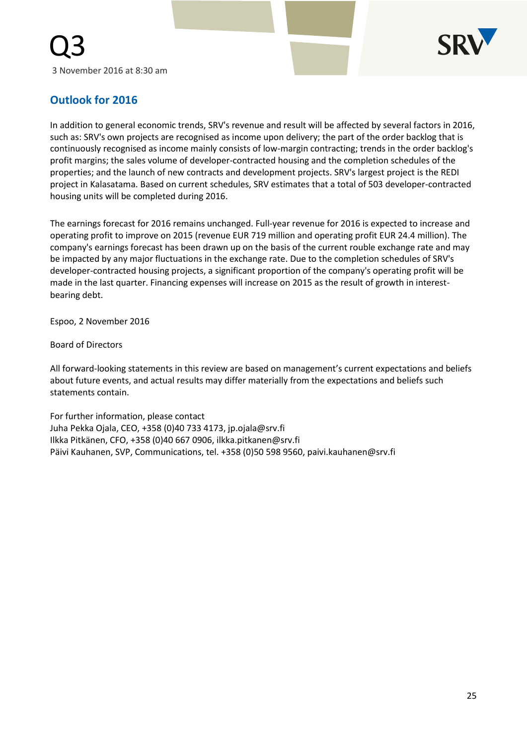## Outlook for 2016

In addition to general economic trends, SRV's revenue and result will be affected by several factors in 2016, such as: SRV's own projects are recognised as income upon delivery; the part of the order backlog that is continuously recognised as income mainly consists of low-margin contracting; trends in the order backlog's profit margins; the sales volume of developer-contracted housing and the completion schedules of the properties; and the launch of new contracts and development projects. SRV's largest project is the REDI project in Kalasatama. Based on current schedules, SRV estimates that a total of 503 developer-contracted housing units will be completed during 2016.

The earnings forecast for 2016 remains unchanged. Full-year revenue for 2016 is expected to increase and operating profit to improve on 2015 (revenue EUR 719 million and operating profit EUR 24.4 million). The company's earnings forecast has been drawn up on the basis of the current rouble exchange rate and may be impacted by any major fluctuations in the exchange rate. Due to the completion schedules of SRV's developer-contracted housing projects, a significant proportion of the company's operating profit will be made in the last quarter. Financing expenses will increase on 2015 as the result of growth in interest-bearing debt.

Espoo, 2 November 2016

Board of Directors

All forward-looking statements in this review are based on management's current expectations and beliefs about future events, and actual results may differ materially from the expectations and beliefs such statements contain.

For further information, please contact
Juha Pekka Ojala, CEO, +358 (0)40 733 4173, jp.ojala@srv.fi
Ilkka Pitkänen, CFO, +358 (0)40 667 0906, ilkka.pitkanen@srv.fi
Päivi Kauhanen, SVP, Communications, tel. +358 (0)50 598 9560, paivi.kauhanen@srv.fi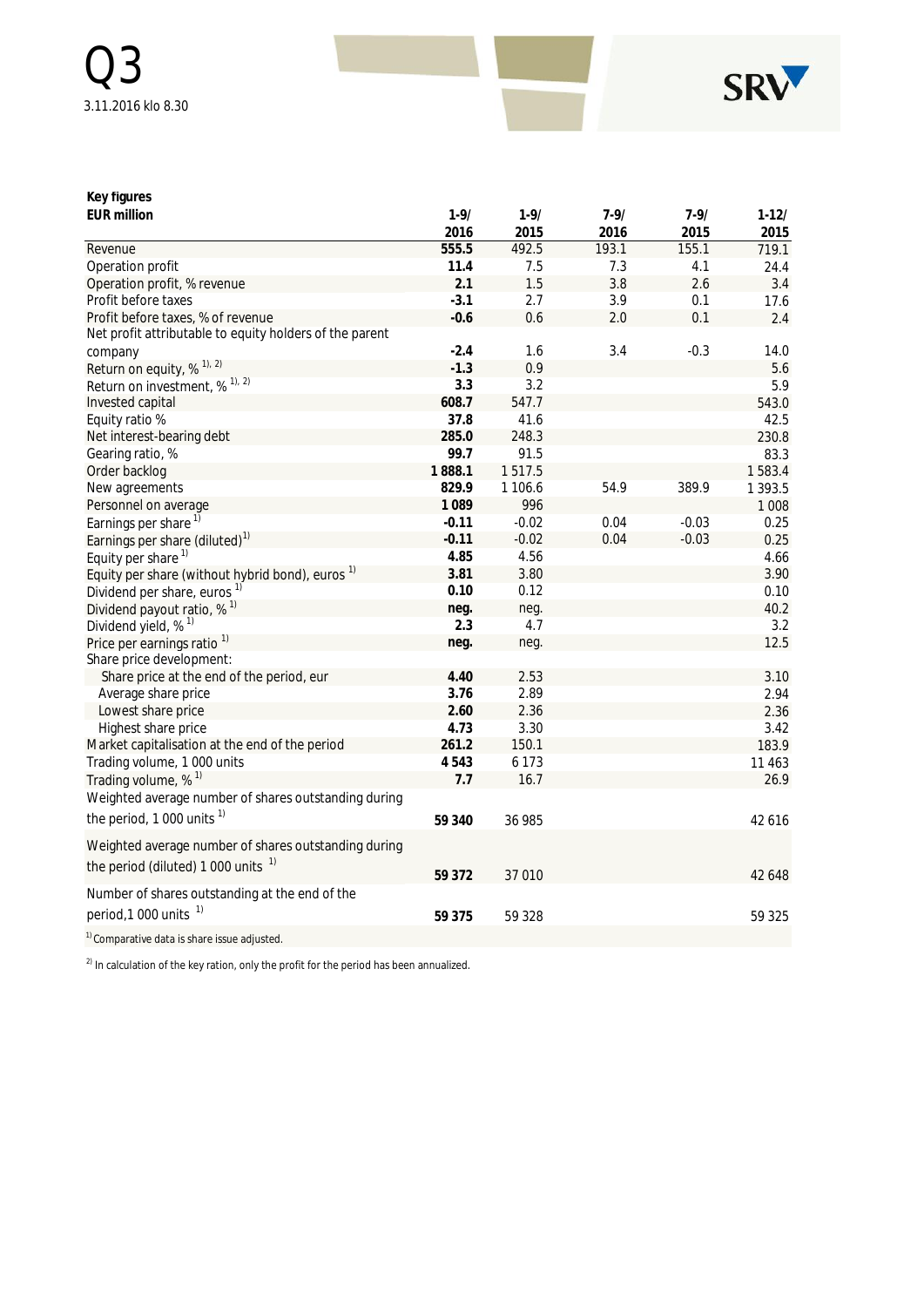Q3

3.11.2016 klo 8.30

**Key figures**

| EUR million | 1-9/ 2016 | 1-9/ 2015 | 7-9/ 2016 | 7-9/ 2015 | 1-12/ 2015 |
|---|---|---|---|---|---|
| Revenue | **555.5** | 492.5 | 193.1 | 155.1 | 719.1 |
| Operation profit | **11.4** | 7.5 | 7.3 | 4.1 | 24.4 |
| Operation profit, % revenue | **2.1** | 1.5 | 3.8 | 2.6 | 3.4 |
| Profit before taxes | **-3.1** | 2.7 | 3.9 | 0.1 | 17.6 |
| Profit before taxes, % of revenue | **-0.6** | 0.6 | 2.0 | 0.1 | 2.4 |
| Net profit attributable to equity holders of the parent company | **-2.4** | 1.6 | 3.4 | -0.3 | 14.0 |
| Return on equity, % [1), 2)] | **-1.3** | 0.9 | | | 5.6 |
| Return on investment, % [1), 2)] | **3.3** | 3.2 | | | 5.9 |
| Invested capital | **608.7** | 547.7 | | | 543.0 |
| Equity ratio % | **37.8** | 41.6 | | | 42.5 |
| Net interest-bearing debt | **285.0** | 248.3 | | | 230.8 |
| Gearing ratio, % | **99.7** | 91.5 | | | 83.3 |
| Order backlog | **1 888.1** | 1 517.5 | | | 1 583.4 |
| New agreements | **829.9** | 1 106.6 | 54.9 | 389.9 | 1 393.5 |
| Personnel on average | **1 089** | 996 | | | 1 008 |
| Earnings per share [1)] | **-0.11** | -0.02 | 0.04 | -0.03 | 0.25 |
| Earnings per share (diluted)[1)] | **-0.11** | -0.02 | 0.04 | -0.03 | 0.25 |
| Equity per share [1)] | **4.85** | 4.56 | | | 4.66 |
| Equity per share (without hybrid bond), euros [1)] | **3.81** | 3.80 | | | 3.90 |
| Dividend per share, euros [1)] | **0.10** | 0.12 | | | 0.10 |
| Dividend payout ratio, % [1)] | **neg.** | neg. | | | 40.2 |
| Dividend yield, % [1)] | **2.3** | 4.7 | | | 3.2 |
| Price per earnings ratio [1)] | **neg.** | neg. | | | 12.5 |
| Share price development: | | | | | |
| Share price at the end of the period, eur | **4.40** | 2.53 | | | 3.10 |
| Average share price | **3.76** | 2.89 | | | 2.94 |
| Lowest share price | **2.60** | 2.36 | | | 2.36 |
| Highest share price | **4.73** | 3.30 | | | 3.42 |
| Market capitalisation at the end of the period | **261.2** | 150.1 | | | 183.9 |
| Trading volume, 1 000 units | **4 543** | 6 173 | | | 11 463 |
| Trading volume, % [1)] | **7.7** | 16.7 | | | 26.9 |
| Weighted average number of shares outstanding during the period, 1 000 units [1)] | **59 340** | 36 985 | | | 42 616 |
| Weighted average number of shares outstanding during the period (diluted) 1 000 units [1)] | **59 372** | 37 010 | | | 42 648 |
| Number of shares outstanding at the end of the period,1 000 units [1)] | **59 375** | 59 328 | | | 59 325 |

[1)] Comparative data is share issue adjusted.

[2)] In calculation of the key ration, only the profit for the period has been annualized.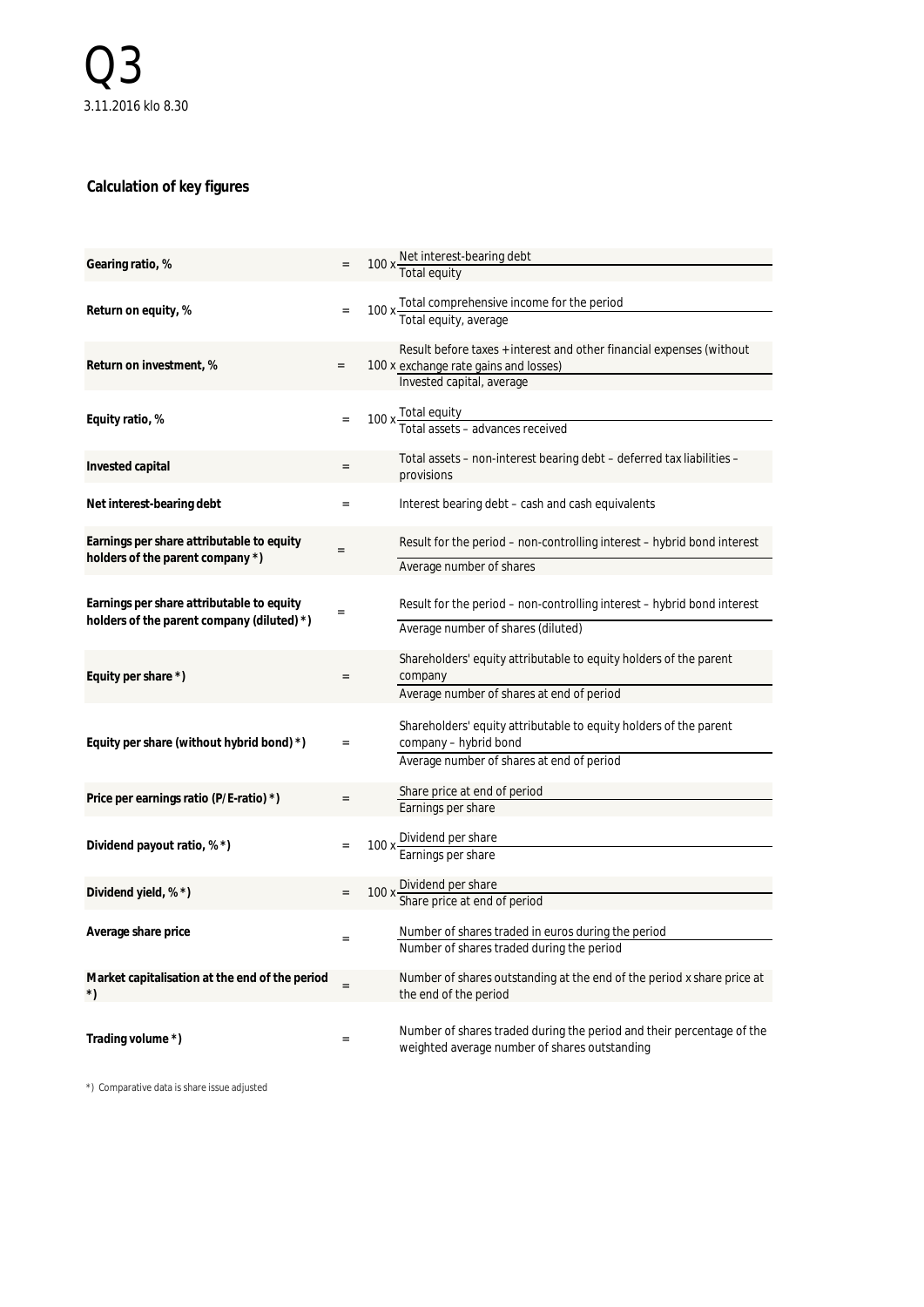# Q3

3.11.2016 klo 8.30

## Calculation of key figures

| Key figure | | Formula |
|---|---|---|
| **Gearing ratio, %** | = | 100 x Net interest-bearing debt / Total equity |
| **Return on equity, %** | = | 100 x Total comprehensive income for the period / Total equity, average |
| **Return on investment, %** | = | 100 x Result before taxes + interest and other financial expenses (without exchange rate gains and losses) / Invested capital, average |
| **Equity ratio, %** | = | 100 x Total equity / Total assets – advances received |
| **Invested capital** | = | Total assets – non-interest bearing debt – deferred tax liabilities – provisions |
| **Net interest-bearing debt** | = | Interest bearing debt – cash and cash equivalents |
| **Earnings per share attributable to equity holders of the parent company *)** | = | Result for the period – non-controlling interest – hybrid bond interest / Average number of shares |
| **Earnings per share attributable to equity holders of the parent company (diluted) *)** | = | Result for the period – non-controlling interest – hybrid bond interest / Average number of shares (diluted) |
| **Equity per share *)** | = | Shareholders' equity attributable to equity holders of the parent company / Average number of shares at end of period |
| **Equity per share (without hybrid bond) *)** | = | Shareholders' equity attributable to equity holders of the parent company – hybrid bond / Average number of shares at end of period |
| **Price per earnings ratio (P/E-ratio) *)** | = | Share price at end of period / Earnings per share |
| **Dividend payout ratio, % *)** | = | 100 x Dividend per share / Earnings per share |
| **Dividend yield, % *)** | = | 100 x Dividend per share / Share price at end of period |
| **Average share price** | = | Number of shares traded in euros during the period / Number of shares traded during the period |
| **Market capitalisation at the end of the period *)** | = | Number of shares outstanding at the end of the period x share price at the end of the period |
| **Trading volume *)** | = | Number of shares traded during the period and their percentage of the weighted average number of shares outstanding |

*) Comparative data is share issue adjusted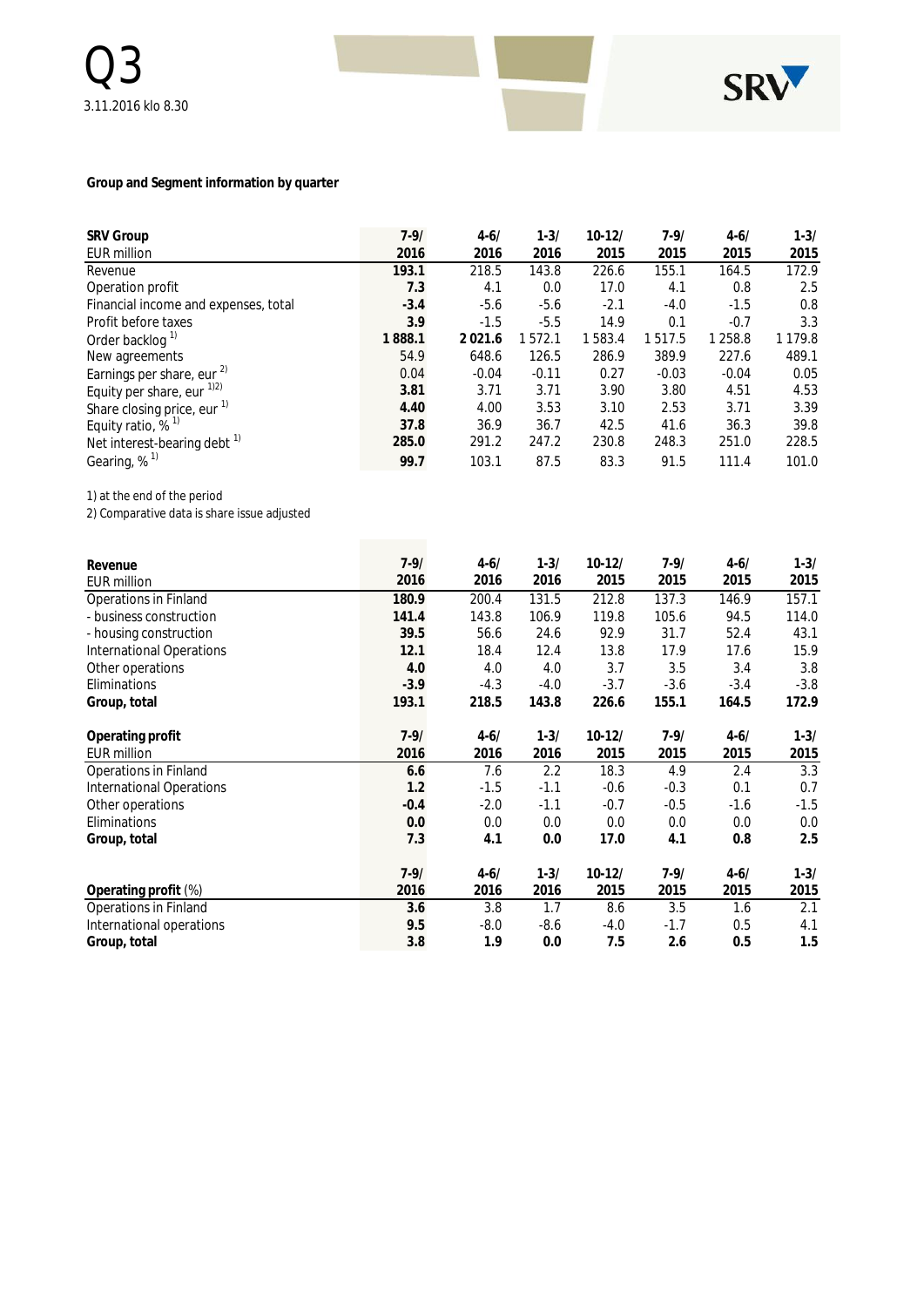Q3

3.11.2016 klo 8.30

## Group and Segment information by quarter

| SRV Group<br>EUR million | 7-9/<br>2016 | 4-6/<br>2016 | 1-3/<br>2016 | 10-12/<br>2015 | 7-9/<br>2015 | 4-6/<br>2015 | 1-3/<br>2015 |
|---|---|---|---|---|---|---|---|
| Revenue | 193.1 | 218.5 | 143.8 | 226.6 | 155.1 | 164.5 | 172.9 |
| Operation profit | 7.3 | 4.1 | 0.0 | 17.0 | 4.1 | 0.8 | 2.5 |
| Financial income and expenses, total | -3.4 | -5.6 | -5.6 | -2.1 | -4.0 | -1.5 | 0.8 |
| Profit before taxes | 3.9 | -1.5 | -5.5 | 14.9 | 0.1 | -0.7 | 3.3 |
| Order backlog [1] | 1 888.1 | 2 021.6 | 1 572.1 | 1 583.4 | 1 517.5 | 1 258.8 | 1 179.8 |
| New agreements | 54.9 | 648.6 | 126.5 | 286.9 | 389.9 | 227.6 | 489.1 |
| Earnings per share, eur [2] | 0.04 | -0.04 | -0.11 | 0.27 | -0.03 | -0.04 | 0.05 |
| Equity per share, eur [1,2] | 3.81 | 3.71 | 3.71 | 3.90 | 3.80 | 4.51 | 4.53 |
| Share closing price, eur [1] | 4.40 | 4.00 | 3.53 | 3.10 | 2.53 | 3.71 | 3.39 |
| Equity ratio, % [1] | 37.8 | 36.9 | 36.7 | 42.5 | 41.6 | 36.3 | 39.8 |
| Net interest-bearing debt [1] | 285.0 | 291.2 | 247.2 | 230.8 | 248.3 | 251.0 | 228.5 |
| Gearing, % [1] | 99.7 | 103.1 | 87.5 | 83.3 | 91.5 | 111.4 | 101.0 |

1) at the end of the period
2) Comparative data is share issue adjusted

| Revenue<br>EUR million | 7-9/<br>2016 | 4-6/<br>2016 | 1-3/<br>2016 | 10-12/<br>2015 | 7-9/<br>2015 | 4-6/<br>2015 | 1-3/<br>2015 |
|---|---|---|---|---|---|---|---|
| Operations in Finland | 180.9 | 200.4 | 131.5 | 212.8 | 137.3 | 146.9 | 157.1 |
| - business construction | 141.4 | 143.8 | 106.9 | 119.8 | 105.6 | 94.5 | 114.0 |
| - housing construction | 39.5 | 56.6 | 24.6 | 92.9 | 31.7 | 52.4 | 43.1 |
| International Operations | 12.1 | 18.4 | 12.4 | 13.8 | 17.9 | 17.6 | 15.9 |
| Other operations | 4.0 | 4.0 | 4.0 | 3.7 | 3.5 | 3.4 | 3.8 |
| Eliminations | -3.9 | -4.3 | -4.0 | -3.7 | -3.6 | -3.4 | -3.8 |
| **Group, total** | **193.1** | **218.5** | **143.8** | **226.6** | **155.1** | **164.5** | **172.9** |

| Operating profit<br>EUR million | 7-9/<br>2016 | 4-6/<br>2016 | 1-3/<br>2016 | 10-12/<br>2015 | 7-9/<br>2015 | 4-6/<br>2015 | 1-3/<br>2015 |
|---|---|---|---|---|---|---|---|
| Operations in Finland | 6.6 | 7.6 | 2.2 | 18.3 | 4.9 | 2.4 | 3.3 |
| International Operations | 1.2 | -1.5 | -1.1 | -0.6 | -0.3 | 0.1 | 0.7 |
| Other operations | -0.4 | -2.0 | -1.1 | -0.7 | -0.5 | -1.6 | -1.5 |
| Eliminations | 0.0 | 0.0 | 0.0 | 0.0 | 0.0 | 0.0 | 0.0 |
| **Group, total** | **7.3** | **4.1** | **0.0** | **17.0** | **4.1** | **0.8** | **2.5** |

| Operating profit (%) | 7-9/<br>2016 | 4-6/<br>2016 | 1-3/<br>2016 | 10-12/<br>2015 | 7-9/<br>2015 | 4-6/<br>2015 | 1-3/<br>2015 |
|---|---|---|---|---|---|---|---|
| Operations in Finland | 3.6 | 3.8 | 1.7 | 8.6 | 3.5 | 1.6 | 2.1 |
| International operations | 9.5 | -8.0 | -8.6 | -4.0 | -1.7 | 0.5 | 4.1 |
| **Group, total** | **3.8** | **1.9** | **0.0** | **7.5** | **2.6** | **0.5** | **1.5** |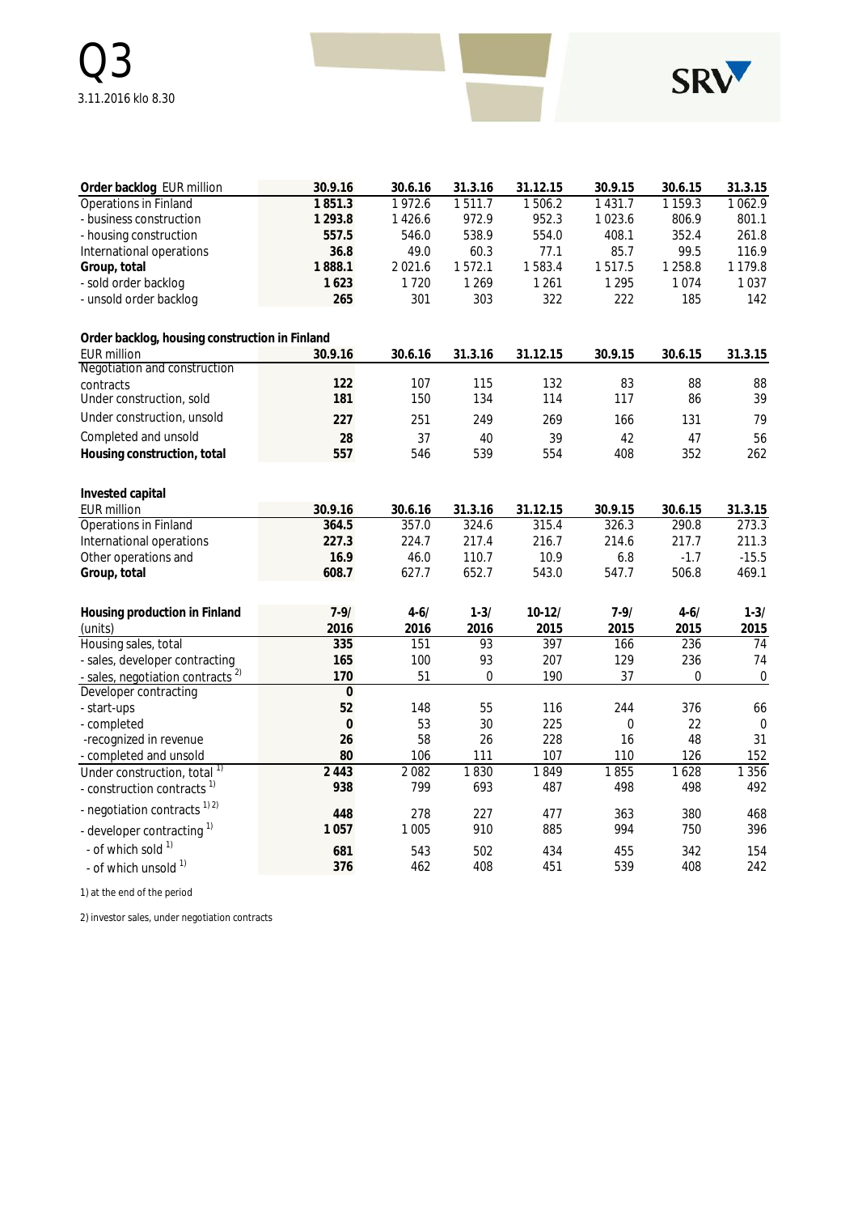| Order backlog EUR million | 30.9.16 | 30.6.16 | 31.3.16 | 31.12.15 | 30.9.15 | 30.6.15 | 31.3.15 |
|---|---|---|---|---|---|---|---|
| Operations in Finland | **1 851.3** | 1 972.6 | 1 511.7 | 1 506.2 | 1 431.7 | 1 159.3 | 1 062.9 |
| - business construction | **1 293.8** | 1 426.6 | 972.9 | 952.3 | 1 023.6 | 806.9 | 801.1 |
| - housing construction | **557.5** | 546.0 | 538.9 | 554.0 | 408.1 | 352.4 | 261.8 |
| International operations | **36.8** | 49.0 | 60.3 | 77.1 | 85.7 | 99.5 | 116.9 |
| **Group, total** | **1 888.1** | 2 021.6 | 1 572.1 | 1 583.4 | 1 517.5 | 1 258.8 | 1 179.8 |
| - sold order backlog | **1 623** | 1 720 | 1 269 | 1 261 | 1 295 | 1 074 | 1 037 |
| - unsold order backlog | **265** | 301 | 303 | 322 | 222 | 185 | 142 |

**Order backlog, housing construction in Finland**

| EUR million | 30.9.16 | 30.6.16 | 31.3.16 | 31.12.15 | 30.9.15 | 30.6.15 | 31.3.15 |
|---|---|---|---|---|---|---|---|
| Negotiation and construction contracts | **122** | 107 | 115 | 132 | 83 | 88 | 88 |
| Under construction, sold | **181** | 150 | 134 | 114 | 117 | 86 | 39 |
| Under construction, unsold | **227** | 251 | 249 | 269 | 166 | 131 | 79 |
| Completed and unsold | **28** | 37 | 40 | 39 | 42 | 47 | 56 |
| **Housing construction, total** | **557** | 546 | 539 | 554 | 408 | 352 | 262 |

**Invested capital**

| EUR million | 30.9.16 | 30.6.16 | 31.3.16 | 31.12.15 | 30.9.15 | 30.6.15 | 31.3.15 |
|---|---|---|---|---|---|---|---|
| Operations in Finland | **364.5** | 357.0 | 324.6 | 315.4 | 326.3 | 290.8 | 273.3 |
| International operations | **227.3** | 224.7 | 217.4 | 216.7 | 214.6 | 217.7 | 211.3 |
| Other operations and | **16.9** | 46.0 | 110.7 | 10.9 | 6.8 | -1.7 | -15.5 |
| **Group, total** | **608.7** | 627.7 | 652.7 | 543.0 | 547.7 | 506.8 | 469.1 |

| **Housing production in Finland** (units) | 7-9/ 2016 | 4-6/ 2016 | 1-3/ 2016 | 10-12/ 2015 | 7-9/ 2015 | 4-6/ 2015 | 1-3/ 2015 |
|---|---|---|---|---|---|---|---|
| Housing sales, total | **335** | 151 | 93 | 397 | 166 | 236 | 74 |
| - sales, developer contracting | **165** | 100 | 93 | 207 | 129 | 236 | 74 |
| - sales, negotiation contracts [2] | **170** | 51 | 0 | 190 | 37 | 0 | 0 |
| Developer contracting | **0** | | | | | | |
| - start-ups | **52** | 148 | 55 | 116 | 244 | 376 | 66 |
| - completed | **0** | 53 | 30 | 225 | 0 | 22 | 0 |
| -recognized in revenue | **26** | 58 | 26 | 228 | 16 | 48 | 31 |
| - completed and unsold | **80** | 106 | 111 | 107 | 110 | 126 | 152 |
| Under construction, total [1] | **2 443** | 2 082 | 1 830 | 1 849 | 1 855 | 1 628 | 1 356 |
| - construction contracts [1] | **938** | 799 | 693 | 487 | 498 | 498 | 492 |
| - negotiation contracts [1,2] | **448** | 278 | 227 | 477 | 363 | 380 | 468 |
| - developer contracting [1] | **1 057** | 1 005 | 910 | 885 | 994 | 750 | 396 |
| - of which sold [1] | **681** | 543 | 502 | 434 | 455 | 342 | 154 |
| - of which unsold [1] | **376** | 462 | 408 | 451 | 539 | 408 | 242 |

1) at the end of the period

2) investor sales, under negotiation contracts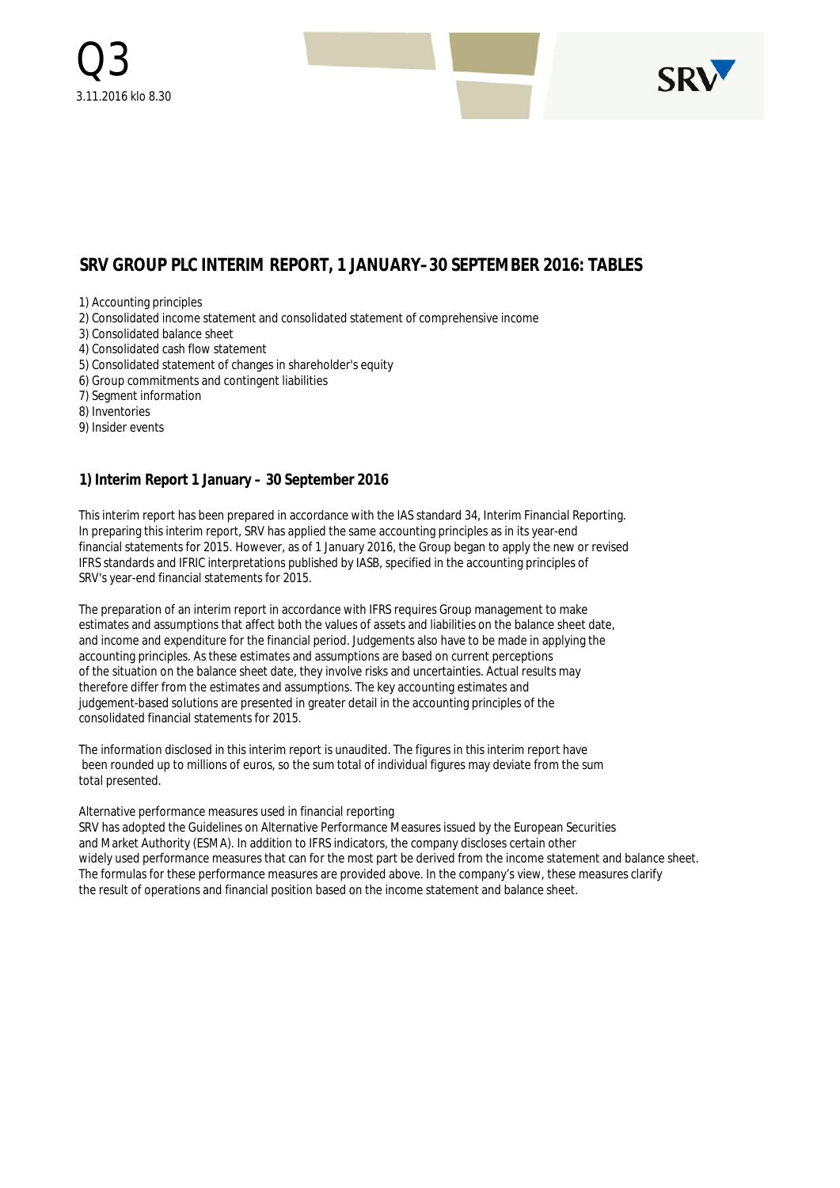Q3
3.11.2016 klo 8.30

# SRV GROUP PLC INTERIM REPORT, 1 JANUARY–30 SEPTEMBER 2016: TABLES

1) Accounting principles
2) Consolidated income statement and consolidated statement of comprehensive income
3) Consolidated balance sheet
4) Consolidated cash flow statement
5) Consolidated statement of changes in shareholder's equity
6) Group commitments and contingent liabilities
7) Segment information
8) Inventories
9) Insider events

## 1) Interim Report 1 January – 30 September 2016

This interim report has been prepared in accordance with the IAS standard 34, Interim Financial Reporting. In preparing this interim report, SRV has applied the same accounting principles as in its year-end financial statements for 2015. However, as of 1 January 2016, the Group began to apply the new or revised IFRS standards and IFRIC interpretations published by IASB, specified in the accounting principles of SRV's year-end financial statements for 2015.

The preparation of an interim report in accordance with IFRS requires Group management to make estimates and assumptions that affect both the values of assets and liabilities on the balance sheet date, and income and expenditure for the financial period. Judgements also have to be made in applying the accounting principles. As these estimates and assumptions are based on current perceptions of the situation on the balance sheet date, they involve risks and uncertainties. Actual results may therefore differ from the estimates and assumptions. The key accounting estimates and judgement-based solutions are presented in greater detail in the accounting principles of the consolidated financial statements for 2015.

The information disclosed in this interim report is unaudited. The figures in this interim report have been rounded up to millions of euros, so the sum total of individual figures may deviate from the sum total presented.

Alternative performance measures used in financial reporting
SRV has adopted the Guidelines on Alternative Performance Measures issued by the European Securities and Market Authority (ESMA). In addition to IFRS indicators, the company discloses certain other widely used performance measures that can for the most part be derived from the income statement and balance sheet. The formulas for these performance measures are provided above. In the company's view, these measures clarify the result of operations and financial position based on the income statement and balance sheet.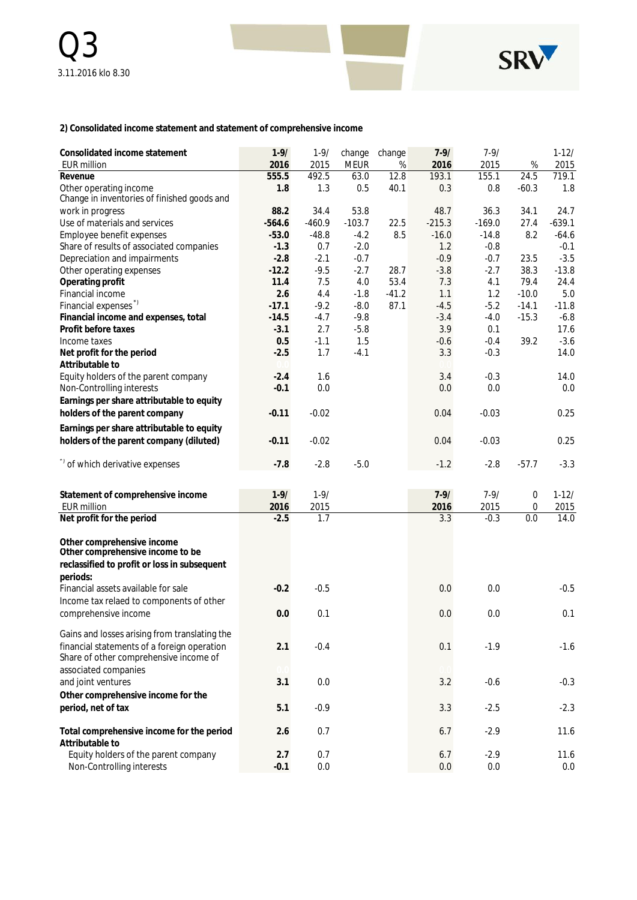Q3

3.11.2016 klo 8.30

SRV

## 2) Consolidated income statement and statement of comprehensive income

| Consolidated income statement EUR million | 1-9/ 2016 | 1-9/ 2015 | change MEUR | change % | 7-9/ 2016 | 7-9/ 2015 | % | 1-12/ 2015 |
|---|---|---|---|---|---|---|---|---|
| **Revenue** | **555.5** | 492.5 | 63.0 | 12.8 | 193.1 | 155.1 | 24.5 | 719.1 |
| Other operating income | **1.8** | 1.3 | 0.5 | 40.1 | 0.3 | 0.8 | -60.3 | 1.8 |
| Change in inventories of finished goods and work in progress | **88.2** | 34.4 | 53.8 | | 48.7 | 36.3 | 34.1 | 24.7 |
| Use of materials and services | **-564.6** | -460.9 | -103.7 | 22.5 | -215.3 | -169.0 | 27.4 | -639.1 |
| Employee benefit expenses | **-53.0** | -48.8 | -4.2 | 8.5 | -16.0 | -14.8 | 8.2 | -64.6 |
| Share of results of associated companies | **-1.3** | 0.7 | -2.0 | | 1.2 | -0.8 | | -0.1 |
| Depreciation and impairments | **-2.8** | -2.1 | -0.7 | | -0.9 | -0.7 | 23.5 | -3.5 |
| Other operating expenses | **-12.2** | -9.5 | -2.7 | 28.7 | -3.8 | -2.7 | 38.3 | -13.8 |
| **Operating profit** | **11.4** | 7.5 | 4.0 | 53.4 | 7.3 | 4.1 | 79.4 | 24.4 |
| Financial income | **2.6** | 4.4 | -1.8 | -41.2 | 1.1 | 1.2 | -10.0 | 5.0 |
| Financial expenses *) | **-17.1** | -9.2 | -8.0 | 87.1 | -4.5 | -5.2 | -14.1 | -11.8 |
| **Financial income and expenses, total** | **-14.5** | -4.7 | -9.8 | | -3.4 | -4.0 | -15.3 | -6.8 |
| **Profit before taxes** | **-3.1** | 2.7 | -5.8 | | 3.9 | 0.1 | | 17.6 |
| Income taxes | **0.5** | -1.1 | 1.5 | | -0.6 | -0.4 | 39.2 | -3.6 |
| **Net profit for the period** | **-2.5** | 1.7 | -4.1 | | 3.3 | -0.3 | | 14.0 |
| **Attributable to** | | | | | | | | |
| Equity holders of the parent company | **-2.4** | 1.6 | | | 3.4 | -0.3 | | 14.0 |
| Non-Controlling interests | **-0.1** | 0.0 | | | 0.0 | 0.0 | | 0.0 |
| **Earnings per share attributable to equity holders of the parent company** | **-0.11** | -0.02 | | | 0.04 | -0.03 | | 0.25 |
| **Earnings per share attributable to equity holders of the parent company (diluted)** | **-0.11** | -0.02 | | | 0.04 | -0.03 | | 0.25 |
| *) of which derivative expenses | **-7.8** | -2.8 | -5.0 | | -1.2 | -2.8 | -57.7 | -3.3 |

| Statement of comprehensive income EUR million | 1-9/ 2016 | 1-9/ 2015 | 7-9/ 2016 | 7-9/ 2015 | 0 0 | 1-12/ 2015 |
|---|---|---|---|---|---|---|
| **Net profit for the period** | **-2.5** | 1.7 | 3.3 | -0.3 | 0.0 | 14.0 |
| **Other comprehensive income** | | | | | | |
| **Other comprehensive income to be reclassified to profit or loss in subsequent periods:** | | | | | | |
| Financial assets available for sale | **-0.2** | -0.5 | 0.0 | 0.0 | | -0.5 |
| Income tax relaed to components of other comprehensive income | **0.0** | 0.1 | 0.0 | 0.0 | | 0.1 |
| Gains and losses arising from translating the financial statements of a foreign operation | **2.1** | -0.4 | 0.1 | -1.9 | | -1.6 |
| Share of other comprehensive income of associated companies and joint ventures | **3.1** | 0.0 | 3.2 | -0.6 | | -0.3 |
| **Other comprehensive income for the period, net of tax** | **5.1** | -0.9 | 3.3 | -2.5 | | -2.3 |
| **Total comprehensive income for the period** | **2.6** | 0.7 | 6.7 | -2.9 | | 11.6 |
| **Attributable to** | | | | | | |
| Equity holders of the parent company | **2.7** | 0.7 | 6.7 | -2.9 | | 11.6 |
| Non-Controlling interests | **-0.1** | 0.0 | 0.0 | 0.0 | | 0.0 |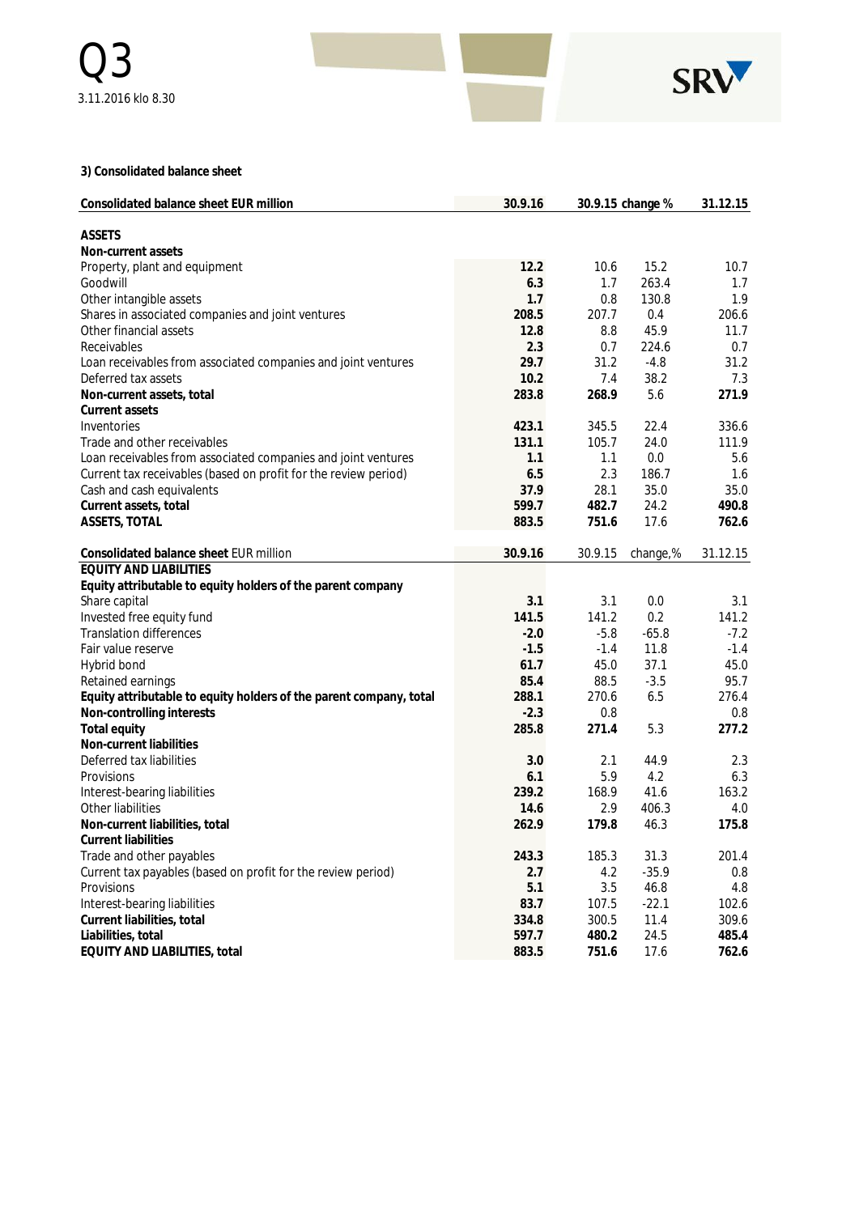### 3) Consolidated balance sheet

| Consolidated balance sheet EUR million | 30.9.16 | 30.9.15 | change % | 31.12.15 |
|---|---|---|---|---|
| **ASSETS** | | | | |
| **Non-current assets** | | | | |
| Property, plant and equipment | **12.2** | 10.6 | 15.2 | 10.7 |
| Goodwill | **6.3** | 1.7 | 263.4 | 1.7 |
| Other intangible assets | **1.7** | 0.8 | 130.8 | 1.9 |
| Shares in associated companies and joint ventures | **208.5** | 207.7 | 0.4 | 206.6 |
| Other financial assets | **12.8** | 8.8 | 45.9 | 11.7 |
| Receivables | **2.3** | 0.7 | 224.6 | 0.7 |
| Loan receivables from associated companies and joint ventures | **29.7** | 31.2 | -4.8 | 31.2 |
| Deferred tax assets | **10.2** | 7.4 | 38.2 | 7.3 |
| **Non-current assets, total** | **283.8** | **268.9** | 5.6 | **271.9** |
| **Current assets** | | | | |
| Inventories | **423.1** | 345.5 | 22.4 | 336.6 |
| Trade and other receivables | **131.1** | 105.7 | 24.0 | 111.9 |
| Loan receivables from associated companies and joint ventures | **1.1** | 1.1 | 0.0 | 5.6 |
| Current tax receivables (based on profit for the review period) | **6.5** | 2.3 | 186.7 | 1.6 |
| Cash and cash equivalents | **37.9** | 28.1 | 35.0 | 35.0 |
| **Current assets, total** | **599.7** | **482.7** | 24.2 | **490.8** |
| **ASSETS, TOTAL** | **883.5** | **751.6** | 17.6 | **762.6** |

| Consolidated balance sheet EUR million | 30.9.16 | 30.9.15 | change,% | 31.12.15 |
|---|---|---|---|---|
| **EQUITY AND LIABILITIES** | | | | |
| **Equity attributable to equity holders of the parent company** | | | | |
| Share capital | **3.1** | 3.1 | 0.0 | 3.1 |
| Invested free equity fund | **141.5** | 141.2 | 0.2 | 141.2 |
| Translation differences | **-2.0** | -5.8 | -65.8 | -7.2 |
| Fair value reserve | **-1.5** | -1.4 | 11.8 | -1.4 |
| Hybrid bond | **61.7** | 45.0 | 37.1 | 45.0 |
| Retained earnings | **85.4** | 88.5 | -3.5 | 95.7 |
| **Equity attributable to equity holders of the parent company, total** | **288.1** | 270.6 | 6.5 | 276.4 |
| **Non-controlling interests** | **-2.3** | 0.8 | | 0.8 |
| **Total equity** | **285.8** | **271.4** | 5.3 | **277.2** |
| **Non-current liabilities** | | | | |
| Deferred tax liabilities | **3.0** | 2.1 | 44.9 | 2.3 |
| Provisions | **6.1** | 5.9 | 4.2 | 6.3 |
| Interest-bearing liabilities | **239.2** | 168.9 | 41.6 | 163.2 |
| Other liabilities | **14.6** | 2.9 | 406.3 | 4.0 |
| **Non-current liabilities, total** | **262.9** | **179.8** | 46.3 | **175.8** |
| **Current liabilities** | | | | |
| Trade and other payables | **243.3** | 185.3 | 31.3 | 201.4 |
| Current tax payables (based on profit for the review period) | **2.7** | 4.2 | -35.9 | 0.8 |
| Provisions | **5.1** | 3.5 | 46.8 | 4.8 |
| Interest-bearing liabilities | **83.7** | 107.5 | -22.1 | 102.6 |
| **Current liabilities, total** | **334.8** | **300.5** | 11.4 | **309.6** |
| **Liabilities, total** | **597.7** | **480.2** | 24.5 | **485.4** |
| **EQUITY AND LIABILITIES, total** | **883.5** | **751.6** | 17.6 | **762.6** |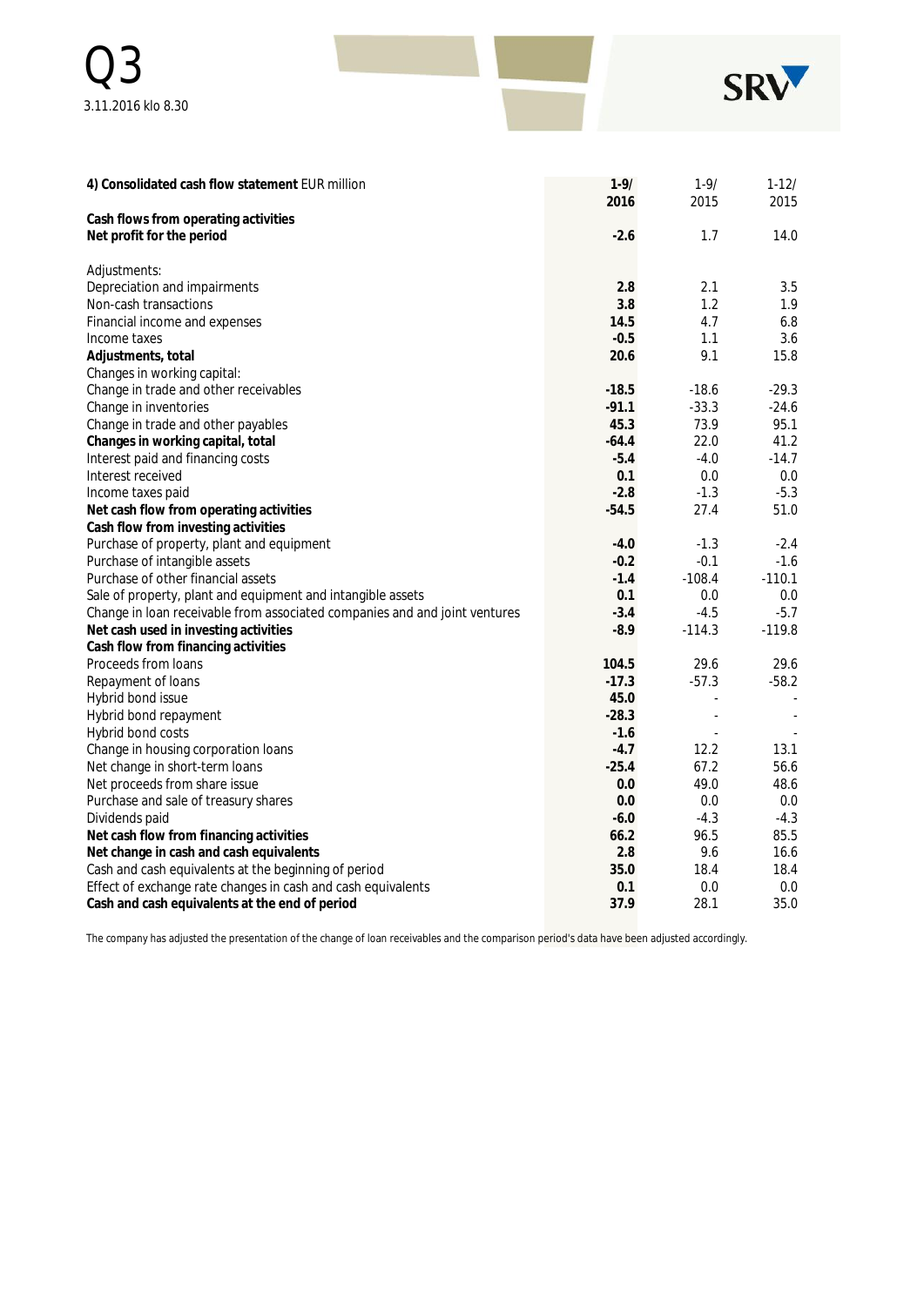| **4) Consolidated cash flow statement** EUR million | **1-9/ 2016** | 1-9/ 2015 | 1-12/ 2015 |
|---|---|---|---|
| **Cash flows from operating activities** | | | |
| **Net profit for the period** | **-2.6** | 1.7 | 14.0 |
| | | | |
| Adjustments: | | | |
| Depreciation and impairments | **2.8** | 2.1 | 3.5 |
| Non-cash transactions | **3.8** | 1.2 | 1.9 |
| Financial income and expenses | **14.5** | 4.7 | 6.8 |
| Income taxes | **-0.5** | 1.1 | 3.6 |
| **Adjustments, total** | **20.6** | 9.1 | 15.8 |
| Changes in working capital: | | | |
| Change in trade and other receivables | **-18.5** | -18.6 | -29.3 |
| Change in inventories | **-91.1** | -33.3 | -24.6 |
| Change in trade and other payables | **45.3** | 73.9 | 95.1 |
| **Changes in working capital, total** | **-64.4** | 22.0 | 41.2 |
| Interest paid and financing costs | **-5.4** | -4.0 | -14.7 |
| Interest received | **0.1** | 0.0 | 0.0 |
| Income taxes paid | **-2.8** | -1.3 | -5.3 |
| **Net cash flow from operating activities** | **-54.5** | 27.4 | 51.0 |
| **Cash flow from investing activities** | | | |
| Purchase of property, plant and equipment | **-4.0** | -1.3 | -2.4 |
| Purchase of intangible assets | **-0.2** | -0.1 | -1.6 |
| Purchase of other financial assets | **-1.4** | -108.4 | -110.1 |
| Sale of property, plant and equipment and intangible assets | **0.1** | 0.0 | 0.0 |
| Change in loan receivable from associated companies and and joint ventures | **-3.4** | -4.5 | -5.7 |
| **Net cash used in investing activities** | **-8.9** | -114.3 | -119.8 |
| **Cash flow from financing activities** | | | |
| Proceeds from loans | **104.5** | 29.6 | 29.6 |
| Repayment of loans | **-17.3** | -57.3 | -58.2 |
| Hybrid bond issue | **45.0** | - | - |
| Hybrid bond repayment | **-28.3** | - | - |
| Hybrid bond costs | **-1.6** | - | - |
| Change in housing corporation loans | **-4.7** | 12.2 | 13.1 |
| Net change in short-term loans | **-25.4** | 67.2 | 56.6 |
| Net proceeds from share issue | **0.0** | 49.0 | 48.6 |
| Purchase and sale of treasury shares | **0.0** | 0.0 | 0.0 |
| Dividends paid | **-6.0** | -4.3 | -4.3 |
| **Net cash flow from financing activities** | **66.2** | 96.5 | 85.5 |
| **Net change in cash and cash equivalents** | **2.8** | 9.6 | 16.6 |
| Cash and cash equivalents at the beginning of period | **35.0** | 18.4 | 18.4 |
| Effect of exchange rate changes in cash and cash equivalents | **0.1** | 0.0 | 0.0 |
| **Cash and cash equivalents at the end of period** | **37.9** | 28.1 | 35.0 |

The company has adjusted the presentation of the change of loan receivables and the comparison period's data have been adjusted accordingly.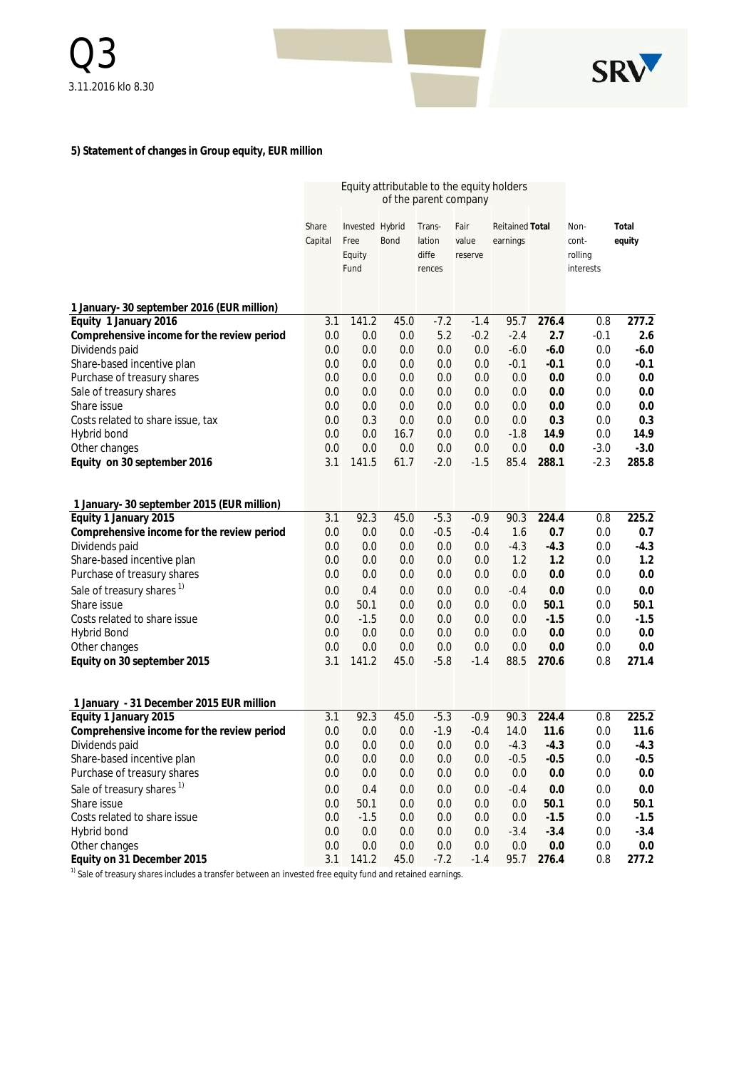### 5) Statement of changes in Group equity, EUR million

| | Equity attributable to the equity holders of the parent company | | | | | | | | |
|---|---|---|---|---|---|---|---|---|---|
| | Share Capital | Invested Free Equity Fund | Hybrid Bond | Translation differences | Fair value reserve | Reitained earnings | **Total** | Non-controlling interests | **Total equity** |
| **1 January- 30 september 2016 (EUR million)** | | | | | | | | | |
| **Equity 1 January 2016** | 3.1 | 141.2 | 45.0 | -7.2 | -1.4 | 95.7 | **276.4** | 0.8 | **277.2** |
| **Comprehensive income for the review period** | 0.0 | 0.0 | 0.0 | 5.2 | -0.2 | -2.4 | **2.7** | -0.1 | **2.6** |
| Dividends paid | 0.0 | 0.0 | 0.0 | 0.0 | 0.0 | -6.0 | **-6.0** | 0.0 | **-6.0** |
| Share-based incentive plan | 0.0 | 0.0 | 0.0 | 0.0 | 0.0 | -0.1 | **-0.1** | 0.0 | **-0.1** |
| Purchase of treasury shares | 0.0 | 0.0 | 0.0 | 0.0 | 0.0 | 0.0 | **0.0** | 0.0 | **0.0** |
| Sale of treasury shares | 0.0 | 0.0 | 0.0 | 0.0 | 0.0 | 0.0 | **0.0** | 0.0 | **0.0** |
| Share issue | 0.0 | 0.0 | 0.0 | 0.0 | 0.0 | 0.0 | **0.0** | 0.0 | **0.0** |
| Costs related to share issue, tax | 0.0 | 0.3 | 0.0 | 0.0 | 0.0 | 0.0 | **0.3** | 0.0 | **0.3** |
| Hybrid bond | 0.0 | 0.0 | 16.7 | 0.0 | 0.0 | -1.8 | **14.9** | 0.0 | **14.9** |
| Other changes | 0.0 | 0.0 | 0.0 | 0.0 | 0.0 | 0.0 | **0.0** | -3.0 | **-3.0** |
| **Equity on 30 september 2016** | 3.1 | 141.5 | 61.7 | -2.0 | -1.5 | 85.4 | **288.1** | -2.3 | **285.8** |
| **1 January- 30 september 2015 (EUR million)** | | | | | | | | | |
| **Equity 1 January 2015** | 3.1 | 92.3 | 45.0 | -5.3 | -0.9 | 90.3 | **224.4** | 0.8 | **225.2** |
| **Comprehensive income for the review period** | 0.0 | 0.0 | 0.0 | -0.5 | -0.4 | 1.6 | **0.7** | 0.0 | **0.7** |
| Dividends paid | 0.0 | 0.0 | 0.0 | 0.0 | 0.0 | -4.3 | **-4.3** | 0.0 | **-4.3** |
| Share-based incentive plan | 0.0 | 0.0 | 0.0 | 0.0 | 0.0 | 1.2 | **1.2** | 0.0 | **1.2** |
| Purchase of treasury shares | 0.0 | 0.0 | 0.0 | 0.0 | 0.0 | 0.0 | **0.0** | 0.0 | **0.0** |
| Sale of treasury shares [1)] | 0.0 | 0.4 | 0.0 | 0.0 | 0.0 | -0.4 | **0.0** | 0.0 | **0.0** |
| Share issue | 0.0 | 50.1 | 0.0 | 0.0 | 0.0 | 0.0 | **50.1** | 0.0 | **50.1** |
| Costs related to share issue | 0.0 | -1.5 | 0.0 | 0.0 | 0.0 | 0.0 | **-1.5** | 0.0 | **-1.5** |
| Hybrid Bond | 0.0 | 0.0 | 0.0 | 0.0 | 0.0 | 0.0 | **0.0** | 0.0 | **0.0** |
| Other changes | 0.0 | 0.0 | 0.0 | 0.0 | 0.0 | 0.0 | **0.0** | 0.0 | **0.0** |
| **Equity on 30 september 2015** | 3.1 | 141.2 | 45.0 | -5.8 | -1.4 | 88.5 | **270.6** | 0.8 | **271.4** |
| **1 January - 31 December 2015 EUR million** | | | | | | | | | |
| **Equity 1 January 2015** | 3.1 | 92.3 | 45.0 | -5.3 | -0.9 | 90.3 | **224.4** | 0.8 | **225.2** |
| **Comprehensive income for the review period** | 0.0 | 0.0 | 0.0 | -1.9 | -0.4 | 14.0 | **11.6** | 0.0 | **11.6** |
| Dividends paid | 0.0 | 0.0 | 0.0 | 0.0 | 0.0 | -4.3 | **-4.3** | 0.0 | **-4.3** |
| Share-based incentive plan | 0.0 | 0.0 | 0.0 | 0.0 | 0.0 | -0.5 | **-0.5** | 0.0 | **-0.5** |
| Purchase of treasury shares | 0.0 | 0.0 | 0.0 | 0.0 | 0.0 | 0.0 | **0.0** | 0.0 | **0.0** |
| Sale of treasury shares [1)] | 0.0 | 0.4 | 0.0 | 0.0 | 0.0 | -0.4 | **0.0** | 0.0 | **0.0** |
| Share issue | 0.0 | 50.1 | 0.0 | 0.0 | 0.0 | 0.0 | **50.1** | 0.0 | **50.1** |
| Costs related to share issue | 0.0 | -1.5 | 0.0 | 0.0 | 0.0 | 0.0 | **-1.5** | 0.0 | **-1.5** |
| Hybrid bond | 0.0 | 0.0 | 0.0 | 0.0 | 0.0 | -3.4 | **-3.4** | 0.0 | **-3.4** |
| Other changes | 0.0 | 0.0 | 0.0 | 0.0 | 0.0 | 0.0 | **0.0** | 0.0 | **0.0** |
| **Equity on 31 December 2015** | 3.1 | 141.2 | 45.0 | -7.2 | -1.4 | 95.7 | **276.4** | 0.8 | **277.2** |

[1)] Sale of treasury shares includes a transfer between an invested free equity fund and retained earnings.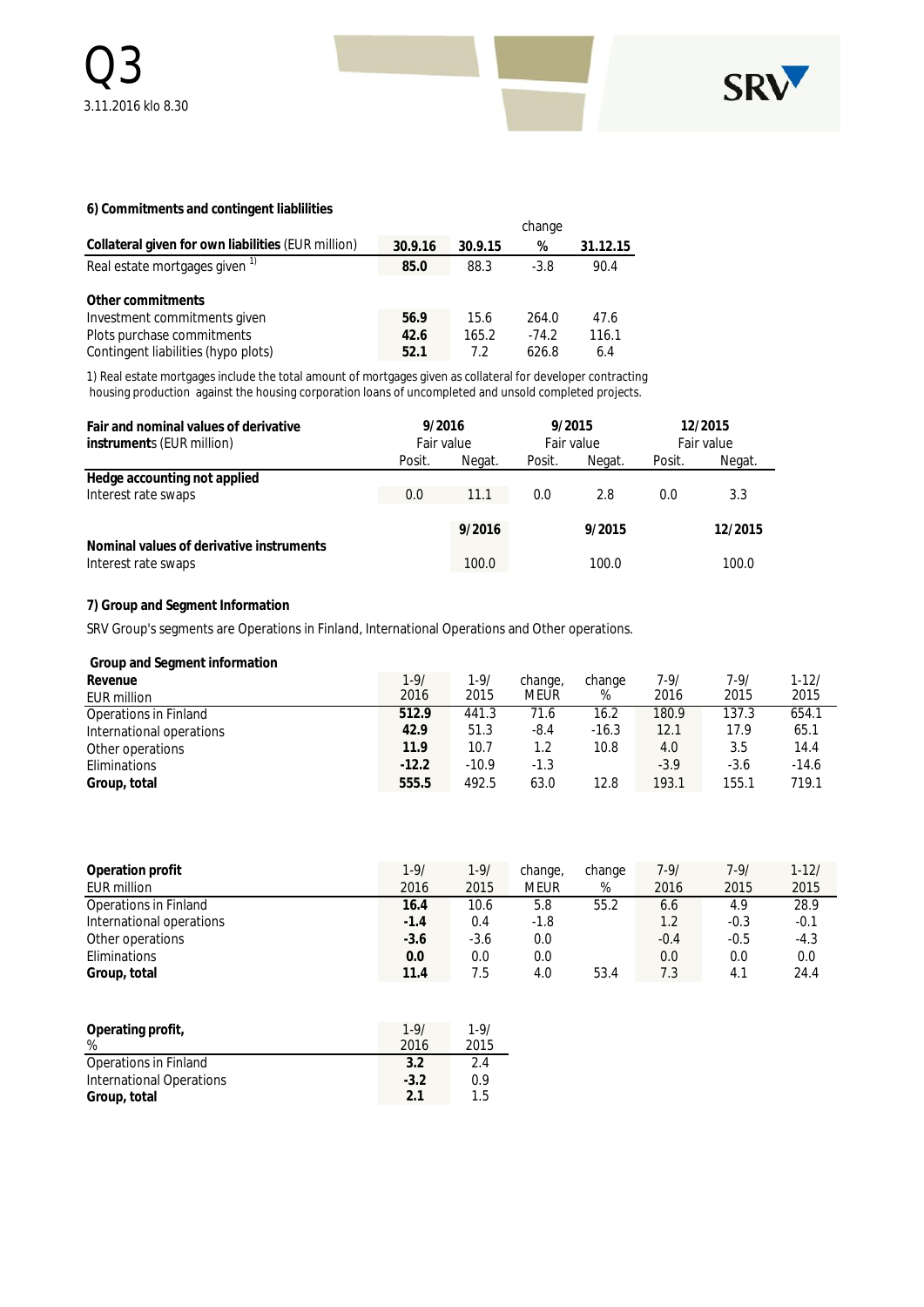## 6) Commitments and contingent liablilities

| Collateral given for own liabilities (EUR million) | 30.9.16 | 30.9.15 | change % | 31.12.15 |
|---|---|---|---|---|
| Real estate mortgages given [1] | **85.0** | 88.3 | -3.8 | 90.4 |
| | | | | |
| **Other commitments** | | | | |
| Investment commitments given | **56.9** | 15.6 | 264.0 | 47.6 |
| Plots purchase commitments | **42.6** | 165.2 | -74.2 | 116.1 |
| Contingent liabilities (hypo plots) | **52.1** | 7.2 | 626.8 | 6.4 |

1) Real estate mortgages include the total amount of mortgages given as collateral for developer contracting housing production against the housing corporation loans of uncompleted and unsold completed projects.

| Fair and nominal values of derivative instruments (EUR million) | 9/2016 Fair value | | 9/2015 Fair value | | 12/2015 Fair value | |
|---|---|---|---|---|---|---|
| | Posit. | Negat. | Posit. | Negat. | Posit. | Negat. |
| **Hedge accounting not applied** | | | | | | |
| Interest rate swaps | 0.0 | 11.1 | 0.0 | 2.8 | 0.0 | 3.3 |

| Nominal values of derivative instruments | 9/2016 | 9/2015 | 12/2015 |
|---|---|---|---|
| Interest rate swaps | 100.0 | 100.0 | 100.0 |

## 7) Group and Segment Information

SRV Group's segments are Operations in Finland, International Operations and Other operations.

**Group and Segment information**

| Revenue EUR million | 1-9/ 2016 | 1-9/ 2015 | change, MEUR | change % | 7-9/ 2016 | 7-9/ 2015 | 1-12/ 2015 |
|---|---|---|---|---|---|---|---|
| Operations in Finland | **512.9** | 441.3 | 71.6 | 16.2 | 180.9 | 137.3 | 654.1 |
| International operations | **42.9** | 51.3 | -8.4 | -16.3 | 12.1 | 17.9 | 65.1 |
| Other operations | **11.9** | 10.7 | 1.2 | 10.8 | 4.0 | 3.5 | 14.4 |
| Eliminations | **-12.2** | -10.9 | -1.3 | | -3.9 | -3.6 | -14.6 |
| **Group, total** | **555.5** | 492.5 | 63.0 | 12.8 | 193.1 | 155.1 | 719.1 |

| Operation profit EUR million | 1-9/ 2016 | 1-9/ 2015 | change, MEUR | change % | 7-9/ 2016 | 7-9/ 2015 | 1-12/ 2015 |
|---|---|---|---|---|---|---|---|
| Operations in Finland | **16.4** | 10.6 | 5.8 | 55.2 | 6.6 | 4.9 | 28.9 |
| International operations | **-1.4** | 0.4 | -1.8 | | 1.2 | -0.3 | -0.1 |
| Other operations | **-3.6** | -3.6 | 0.0 | | -0.4 | -0.5 | -4.3 |
| Eliminations | **0.0** | 0.0 | 0.0 | | 0.0 | 0.0 | 0.0 |
| **Group, total** | **11.4** | 7.5 | 4.0 | 53.4 | 7.3 | 4.1 | 24.4 |

| Operating profit, % | 1-9/ 2016 | 1-9/ 2015 |
|---|---|---|
| Operations in Finland | **3.2** | 2.4 |
| International Operations | **-3.2** | 0.9 |
| **Group, total** | **2.1** | 1.5 |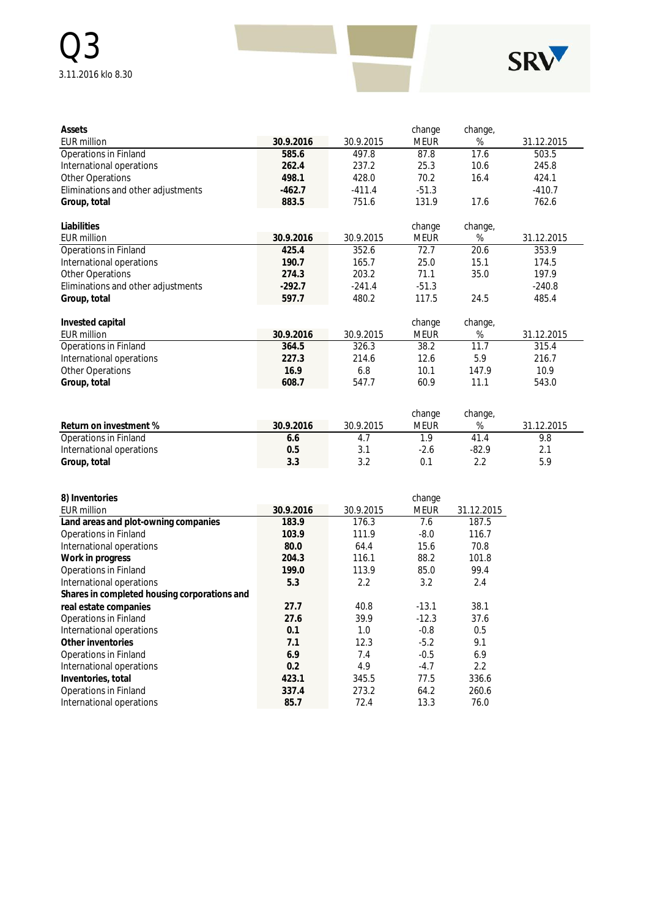| **Assets** | | | change | change, | |
|---|---|---|---|---|---|
| EUR million | **30.9.2016** | 30.9.2015 | MEUR | % | 31.12.2015 |
| Operations in Finland | **585.6** | 497.8 | 87.8 | 17.6 | 503.5 |
| International operations | **262.4** | 237.2 | 25.3 | 10.6 | 245.8 |
| Other Operations | **498.1** | 428.0 | 70.2 | 16.4 | 424.1 |
| Eliminations and other adjustments | **-462.7** | -411.4 | -51.3 | | -410.7 |
| **Group, total** | **883.5** | 751.6 | 131.9 | 17.6 | 762.6 |

| **Liabilities** | | | change | change, | |
|---|---|---|---|---|---|
| EUR million | **30.9.2016** | 30.9.2015 | MEUR | % | 31.12.2015 |
| Operations in Finland | **425.4** | 352.6 | 72.7 | 20.6 | 353.9 |
| International operations | **190.7** | 165.7 | 25.0 | 15.1 | 174.5 |
| Other Operations | **274.3** | 203.2 | 71.1 | 35.0 | 197.9 |
| Eliminations and other adjustments | **-292.7** | -241.4 | -51.3 | | -240.8 |
| **Group, total** | **597.7** | 480.2 | 117.5 | 24.5 | 485.4 |

| **Invested capital** | | | change | change, | |
|---|---|---|---|---|---|
| EUR million | **30.9.2016** | 30.9.2015 | MEUR | % | 31.12.2015 |
| Operations in Finland | **364.5** | 326.3 | 38.2 | 11.7 | 315.4 |
| International operations | **227.3** | 214.6 | 12.6 | 5.9 | 216.7 |
| Other Operations | **16.9** | 6.8 | 10.1 | 147.9 | 10.9 |
| **Group, total** | **608.7** | 547.7 | 60.9 | 11.1 | 543.0 |

| | | | change | change, | |
|---|---|---|---|---|---|
| **Return on investment %** | **30.9.2016** | 30.9.2015 | MEUR | % | 31.12.2015 |
| Operations in Finland | **6.6** | 4.7 | 1.9 | 41.4 | 9.8 |
| International operations | **0.5** | 3.1 | -2.6 | -82.9 | 2.1 |
| **Group, total** | **3.3** | 3.2 | 0.1 | 2.2 | 5.9 |

| **8) Inventories** | | | change | |
|---|---|---|---|---|
| EUR million | **30.9.2016** | 30.9.2015 | MEUR | 31.12.2015 |
| **Land areas and plot-owning companies** | **183.9** | 176.3 | 7.6 | 187.5 |
| Operations in Finland | **103.9** | 111.9 | -8.0 | 116.7 |
| International operations | **80.0** | 64.4 | 15.6 | 70.8 |
| **Work in progress** | **204.3** | 116.1 | 88.2 | 101.8 |
| Operations in Finland | **199.0** | 113.9 | 85.0 | 99.4 |
| International operations | **5.3** | 2.2 | 3.2 | 2.4 |
| **Shares in completed housing corporations and real estate companies** | **27.7** | 40.8 | -13.1 | 38.1 |
| Operations in Finland | **27.6** | 39.9 | -12.3 | 37.6 |
| International operations | **0.1** | 1.0 | -0.8 | 0.5 |
| **Other inventories** | **7.1** | 12.3 | -5.2 | 9.1 |
| Operations in Finland | **6.9** | 7.4 | -0.5 | 6.9 |
| International operations | **0.2** | 4.9 | -4.7 | 2.2 |
| **Inventories, total** | **423.1** | 345.5 | 77.5 | 336.6 |
| Operations in Finland | **337.4** | 273.2 | 64.2 | 260.6 |
| International operations | **85.7** | 72.4 | 13.3 | 76.0 |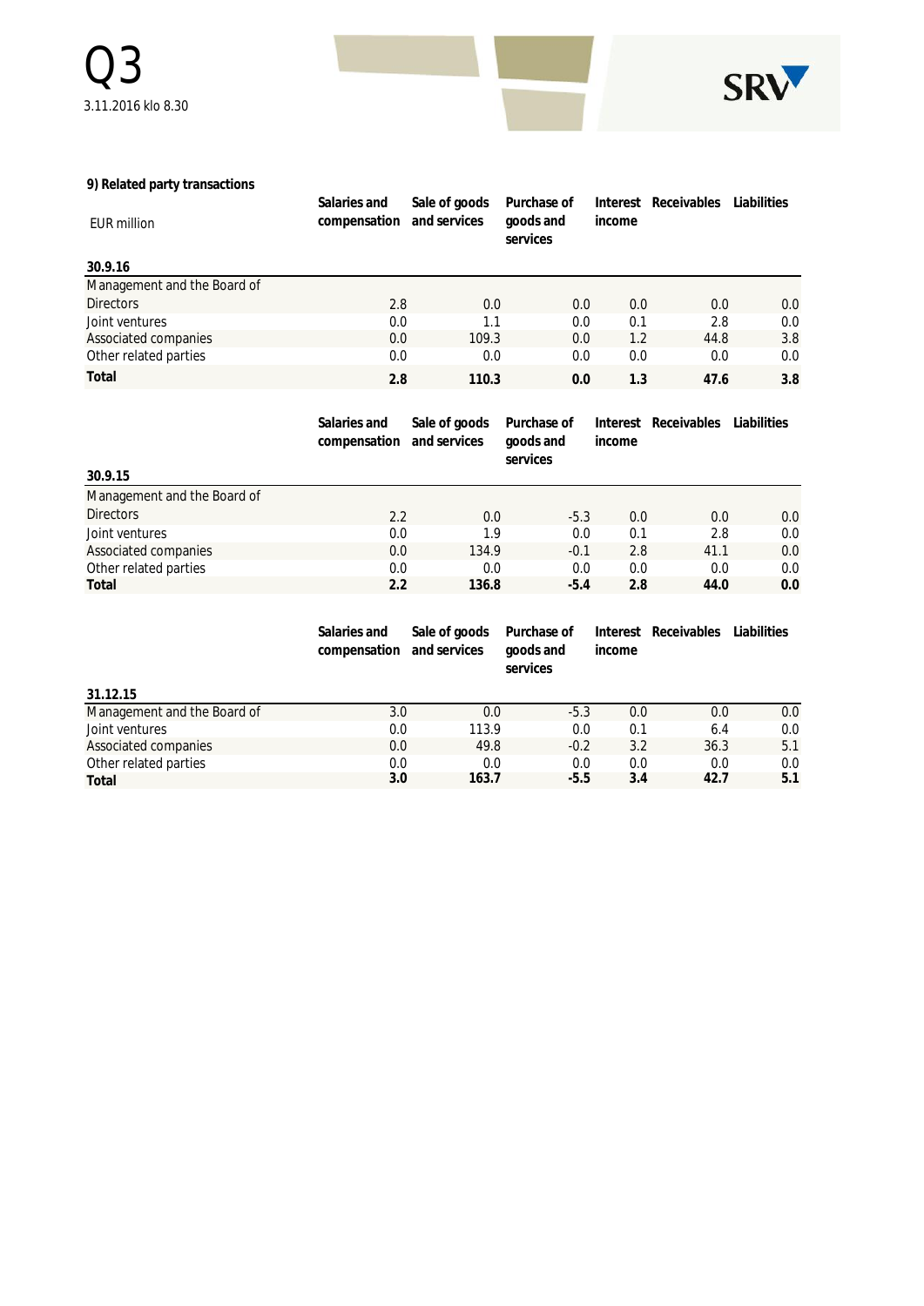### 9) Related party transactions

| EUR million | Salaries and compensation | Sale of goods and services | Purchase of goods and services | Interest income | Receivables | Liabilities |
|---|---|---|---|---|---|---|
| **30.9.16** | | | | | | |
| Management and the Board of Directors | 2.8 | 0.0 | 0.0 | 0.0 | 0.0 | 0.0 |
| Joint ventures | 0.0 | 1.1 | 0.0 | 0.1 | 2.8 | 0.0 |
| Associated companies | 0.0 | 109.3 | 0.0 | 1.2 | 44.8 | 3.8 |
| Other related parties | 0.0 | 0.0 | 0.0 | 0.0 | 0.0 | 0.0 |
| **Total** | **2.8** | **110.3** | **0.0** | **1.3** | **47.6** | **3.8** |

| | Salaries and compensation | Sale of goods and services | Purchase of goods and services | Interest income | Receivables | Liabilities |
|---|---|---|---|---|---|---|
| **30.9.15** | | | | | | |
| Management and the Board of Directors | 2.2 | 0.0 | -5.3 | 0.0 | 0.0 | 0.0 |
| Joint ventures | 0.0 | 1.9 | 0.0 | 0.1 | 2.8 | 0.0 |
| Associated companies | 0.0 | 134.9 | -0.1 | 2.8 | 41.1 | 0.0 |
| Other related parties | 0.0 | 0.0 | 0.0 | 0.0 | 0.0 | 0.0 |
| **Total** | **2.2** | **136.8** | **-5.4** | **2.8** | **44.0** | **0.0** |

| | Salaries and compensation | Sale of goods and services | Purchase of goods and services | Interest income | Receivables | Liabilities |
|---|---|---|---|---|---|---|
| **31.12.15** | | | | | | |
| Management and the Board of | 3.0 | 0.0 | -5.3 | 0.0 | 0.0 | 0.0 |
| Joint ventures | 0.0 | 113.9 | 0.0 | 0.1 | 6.4 | 0.0 |
| Associated companies | 0.0 | 49.8 | -0.2 | 3.2 | 36.3 | 5.1 |
| Other related parties | 0.0 | 0.0 | 0.0 | 0.0 | 0.0 | 0.0 |
| **Total** | **3.0** | **163.7** | **-5.5** | **3.4** | **42.7** | **5.1** |